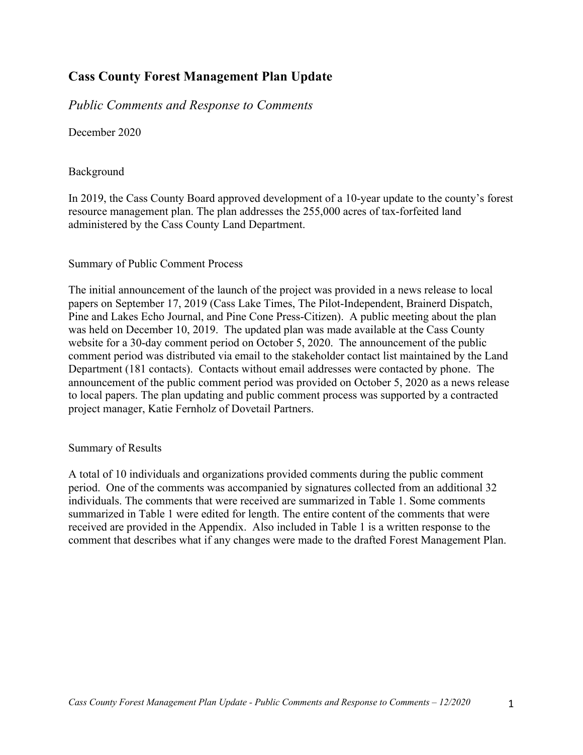# Cass County Forest Management Plan Update

## *Public Comments and Response to Comments*

December 2020

### Background

In 2019, the Cass County Board approved development of a 10-year update to the county's forest resource management plan. The plan addresses the 255,000 acres of tax-forfeited land administered by the Cass County Land Department.

### Summary of Public Comment Process

The initial announcement of the launch of the project was provided in a news release to local papers on September 17, 2019 (Cass Lake Times, The Pilot-Independent, Brainerd Dispatch, Pine and Lakes Echo Journal, and Pine Cone Press-Citizen). A public meeting about the plan was held on December 10, 2019. The updated plan was made available at the Cass County website for a 30-day comment period on October 5, 2020. The announcement of the public comment period was distributed via email to the stakeholder contact list maintained by the Land Department (181 contacts). Contacts without email addresses were contacted by phone. The announcement of the public comment period was provided on October 5, 2020 as a news release to local papers. The plan updating and public comment process was supported by a contracted project manager, Katie Fernholz of Dovetail Partners.

### Summary of Results

A total of 10 individuals and organizations provided comments during the public comment period. One of the comments was accompanied by signatures collected from an additional 32 individuals. The comments that were received are summarized in Table 1. Some comments summarized in Table 1 were edited for length. The entire content of the comments that were received are provided in the Appendix. Also included in Table 1 is a written response to the comment that describes what if any changes were made to the drafted Forest Management Plan.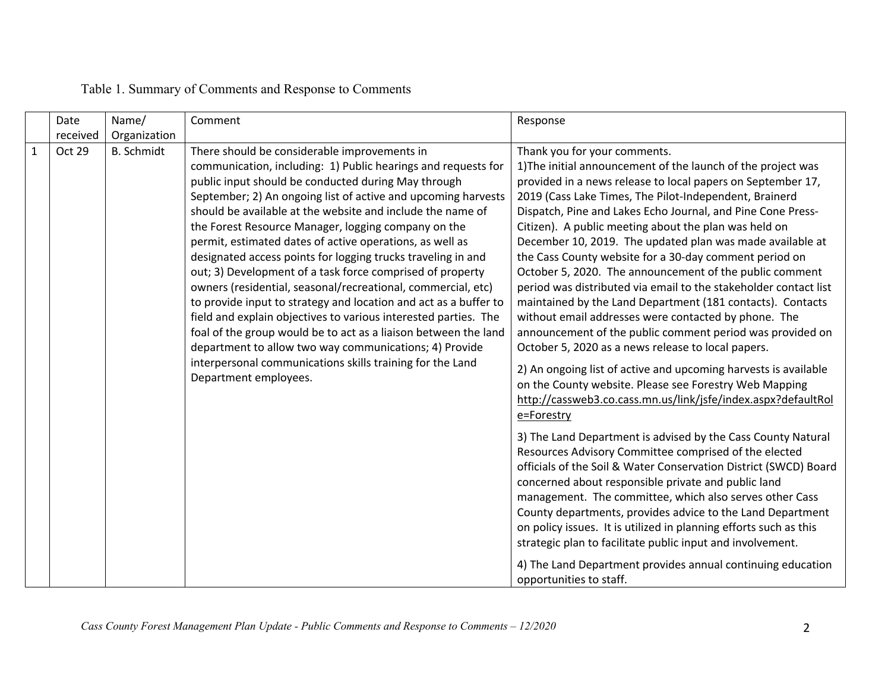Table 1. Summary of Comments and Response to Comments

| | Date received | Name/ Organization | Comment | Response |
|---|---|---|---|---|
| 1 | Oct 29 | B. Schmidt | There should be considerable improvements in communication, including: 1) Public hearings and requests for public input should be conducted during May through September; 2) An ongoing list of active and upcoming harvests should be available at the website and include the name of the Forest Resource Manager, logging company on the permit, estimated dates of active operations, as well as designated access points for logging trucks traveling in and out; 3) Development of a task force comprised of property owners (residential, seasonal/recreational, commercial, etc) to provide input to strategy and location and act as a buffer to field and explain objectives to various interested parties. The foal of the group would be to act as a liaison between the land department to allow two way communications; 4) Provide interpersonal communications skills training for the Land Department employees. | Thank you for your comments.<br>1)The initial announcement of the launch of the project was provided in a news release to local papers on September 17, 2019 (Cass Lake Times, The Pilot-Independent, Brainerd Dispatch, Pine and Lakes Echo Journal, and Pine Cone Press-Citizen). A public meeting about the plan was held on December 10, 2019. The updated plan was made available at the Cass County website for a 30-day comment period on October 5, 2020. The announcement of the public comment period was distributed via email to the stakeholder contact list maintained by the Land Department (181 contacts). Contacts without email addresses were contacted by phone. The announcement of the public comment period was provided on October 5, 2020 as a news release to local papers.<br>2) An ongoing list of active and upcoming harvests is available on the County website. Please see Forestry Web Mapping http://cassweb3.co.cass.mn.us/link/jsfe/index.aspx?defaultRole=Forestry<br>3) The Land Department is advised by the Cass County Natural Resources Advisory Committee comprised of the elected officials of the Soil & Water Conservation District (SWCD) Board concerned about responsible private and public land management. The committee, which also serves other Cass County departments, provides advice to the Land Department on policy issues. It is utilized in planning efforts such as this strategic plan to facilitate public input and involvement.<br>4) The Land Department provides annual continuing education opportunities to staff. |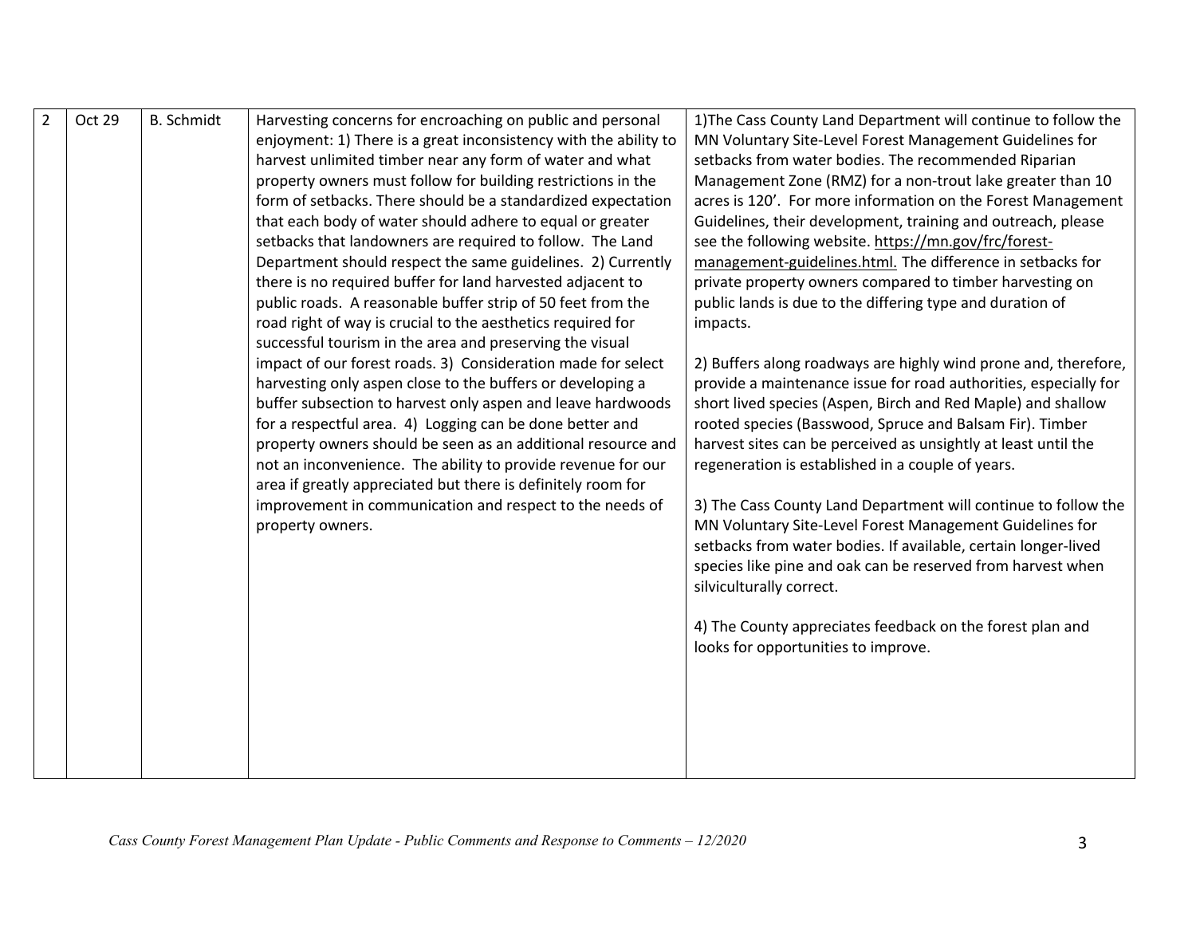| 2 | Oct 29 | B. Schmidt | Harvesting concerns for encroaching on public and personal enjoyment: 1) There is a great inconsistency with the ability to harvest unlimited timber near any form of water and what property owners must follow for building restrictions in the form of setbacks. There should be a standardized expectation that each body of water should adhere to equal or greater setbacks that landowners are required to follow. The Land Department should respect the same guidelines. 2) Currently there is no required buffer for land harvested adjacent to public roads. A reasonable buffer strip of 50 feet from the road right of way is crucial to the aesthetics required for successful tourism in the area and preserving the visual impact of our forest roads. 3) Consideration made for select harvesting only aspen close to the buffers or developing a buffer subsection to harvest only aspen and leave hardwoods for a respectful area. 4) Logging can be done better and property owners should be seen as an additional resource and not an inconvenience. The ability to provide revenue for our area if greatly appreciated but there is definitely room for improvement in communication and respect to the needs of property owners. | 1)The Cass County Land Department will continue to follow the MN Voluntary Site-Level Forest Management Guidelines for setbacks from water bodies. The recommended Riparian Management Zone (RMZ) for a non-trout lake greater than 10 acres is 120'. For more information on the Forest Management Guidelines, their development, training and outreach, please see the following website. https://mn.gov/frc/forest-management-guidelines.html. The difference in setbacks for private property owners compared to timber harvesting on public lands is due to the differing type and duration of impacts.<br><br>2) Buffers along roadways are highly wind prone and, therefore, provide a maintenance issue for road authorities, especially for short lived species (Aspen, Birch and Red Maple) and shallow rooted species (Basswood, Spruce and Balsam Fir). Timber harvest sites can be perceived as unsightly at least until the regeneration is established in a couple of years.<br><br>3) The Cass County Land Department will continue to follow the MN Voluntary Site-Level Forest Management Guidelines for setbacks from water bodies. If available, certain longer-lived species like pine and oak can be reserved from harvest when silviculturally correct.<br><br>4) The County appreciates feedback on the forest plan and looks for opportunities to improve. |
|---|---|---|---|---|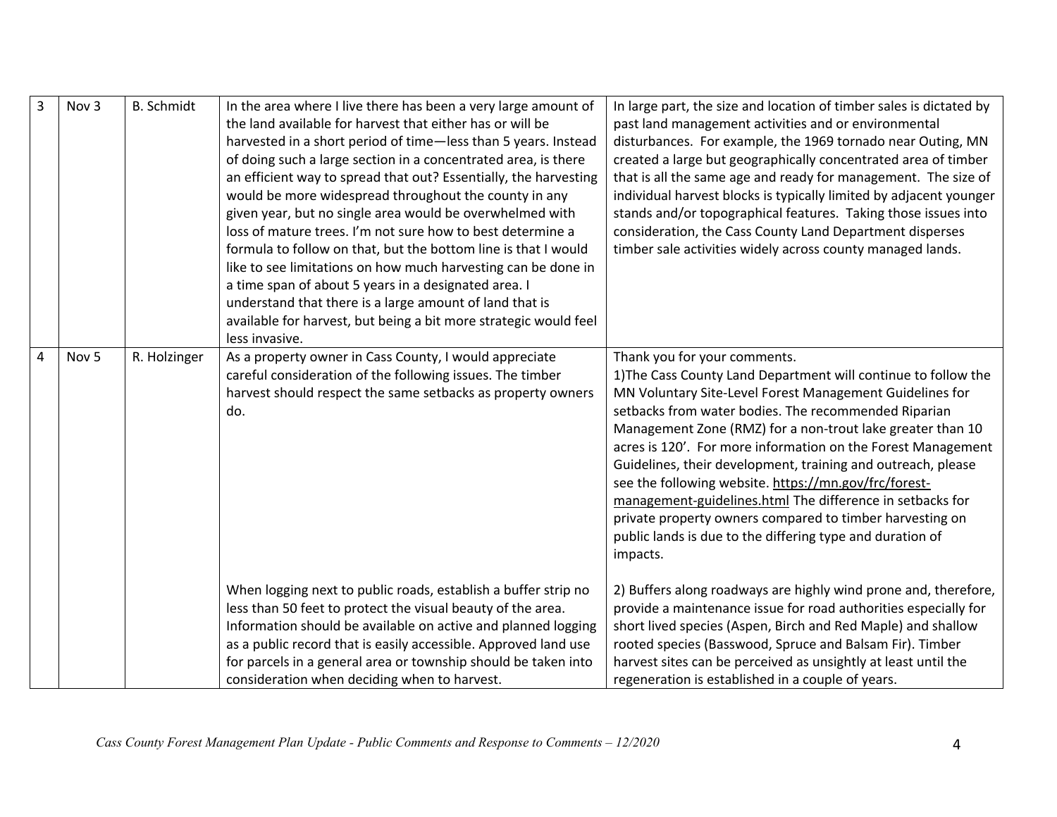| | | | | |
|---|---|---|---|---|
| 3 | Nov 3 | B. Schmidt | In the area where I live there has been a very large amount of the land available for harvest that either has or will be harvested in a short period of time—less than 5 years. Instead of doing such a large section in a concentrated area, is there an efficient way to spread that out? Essentially, the harvesting would be more widespread throughout the county in any given year, but no single area would be overwhelmed with loss of mature trees. I'm not sure how to best determine a formula to follow on that, but the bottom line is that I would like to see limitations on how much harvesting can be done in a time span of about 5 years in a designated area. I understand that there is a large amount of land that is available for harvest, but being a bit more strategic would feel less invasive. | In large part, the size and location of timber sales is dictated by past land management activities and or environmental disturbances. For example, the 1969 tornado near Outing, MN created a large but geographically concentrated area of timber that is all the same age and ready for management. The size of individual harvest blocks is typically limited by adjacent younger stands and/or topographical features. Taking those issues into consideration, the Cass County Land Department disperses timber sale activities widely across county managed lands. |
| 4 | Nov 5 | R. Holzinger | As a property owner in Cass County, I would appreciate careful consideration of the following issues. The timber harvest should respect the same setbacks as property owners do. | Thank you for your comments.<br>1)The Cass County Land Department will continue to follow the MN Voluntary Site-Level Forest Management Guidelines for setbacks from water bodies. The recommended Riparian Management Zone (RMZ) for a non-trout lake greater than 10 acres is 120'. For more information on the Forest Management Guidelines, their development, training and outreach, please see the following website. https://mn.gov/frc/forest-management-guidelines.html The difference in setbacks for private property owners compared to timber harvesting on public lands is due to the differing type and duration of impacts. |
| | | | When logging next to public roads, establish a buffer strip no less than 50 feet to protect the visual beauty of the area. Information should be available on active and planned logging as a public record that is easily accessible. Approved land use for parcels in a general area or township should be taken into consideration when deciding when to harvest. | 2) Buffers along roadways are highly wind prone and, therefore, provide a maintenance issue for road authorities especially for short lived species (Aspen, Birch and Red Maple) and shallow rooted species (Basswood, Spruce and Balsam Fir). Timber harvest sites can be perceived as unsightly at least until the regeneration is established in a couple of years. |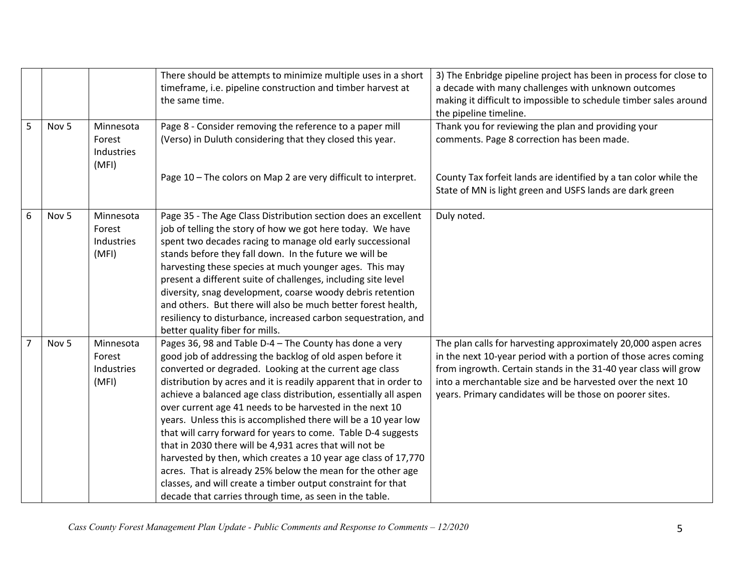| | | | | |
|---|---|---|---|---|
| | | | There should be attempts to minimize multiple uses in a short timeframe, i.e. pipeline construction and timber harvest at the same time. | 3) The Enbridge pipeline project has been in process for close to a decade with many challenges with unknown outcomes making it difficult to impossible to schedule timber sales around the pipeline timeline. |
| 5 | Nov 5 | Minnesota Forest Industries (MFI) | Page 8 - Consider removing the reference to a paper mill (Verso) in Duluth considering that they closed this year.<br><br>Page 10 – The colors on Map 2 are very difficult to interpret. | Thank you for reviewing the plan and providing your comments. Page 8 correction has been made.<br><br>County Tax forfeit lands are identified by a tan color while the State of MN is light green and USFS lands are dark green |
| 6 | Nov 5 | Minnesota Forest Industries (MFI) | Page 35 - The Age Class Distribution section does an excellent job of telling the story of how we got here today. We have spent two decades racing to manage old early successional stands before they fall down. In the future we will be harvesting these species at much younger ages. This may present a different suite of challenges, including site level diversity, snag development, coarse woody debris retention and others. But there will also be much better forest health, resiliency to disturbance, increased carbon sequestration, and better quality fiber for mills. | Duly noted. |
| 7 | Nov 5 | Minnesota Forest Industries (MFI) | Pages 36, 98 and Table D-4 – The County has done a very good job of addressing the backlog of old aspen before it converted or degraded. Looking at the current age class distribution by acres and it is readily apparent that in order to achieve a balanced age class distribution, essentially all aspen over current age 41 needs to be harvested in the next 10 years. Unless this is accomplished there will be a 10 year low that will carry forward for years to come. Table D-4 suggests that in 2030 there will be 4,931 acres that will not be harvested by then, which creates a 10 year age class of 17,770 acres. That is already 25% below the mean for the other age classes, and will create a timber output constraint for that decade that carries through time, as seen in the table. | The plan calls for harvesting approximately 20,000 aspen acres in the next 10-year period with a portion of those acres coming from ingrowth. Certain stands in the 31-40 year class will grow into a merchantable size and be harvested over the next 10 years. Primary candidates will be those on poorer sites. |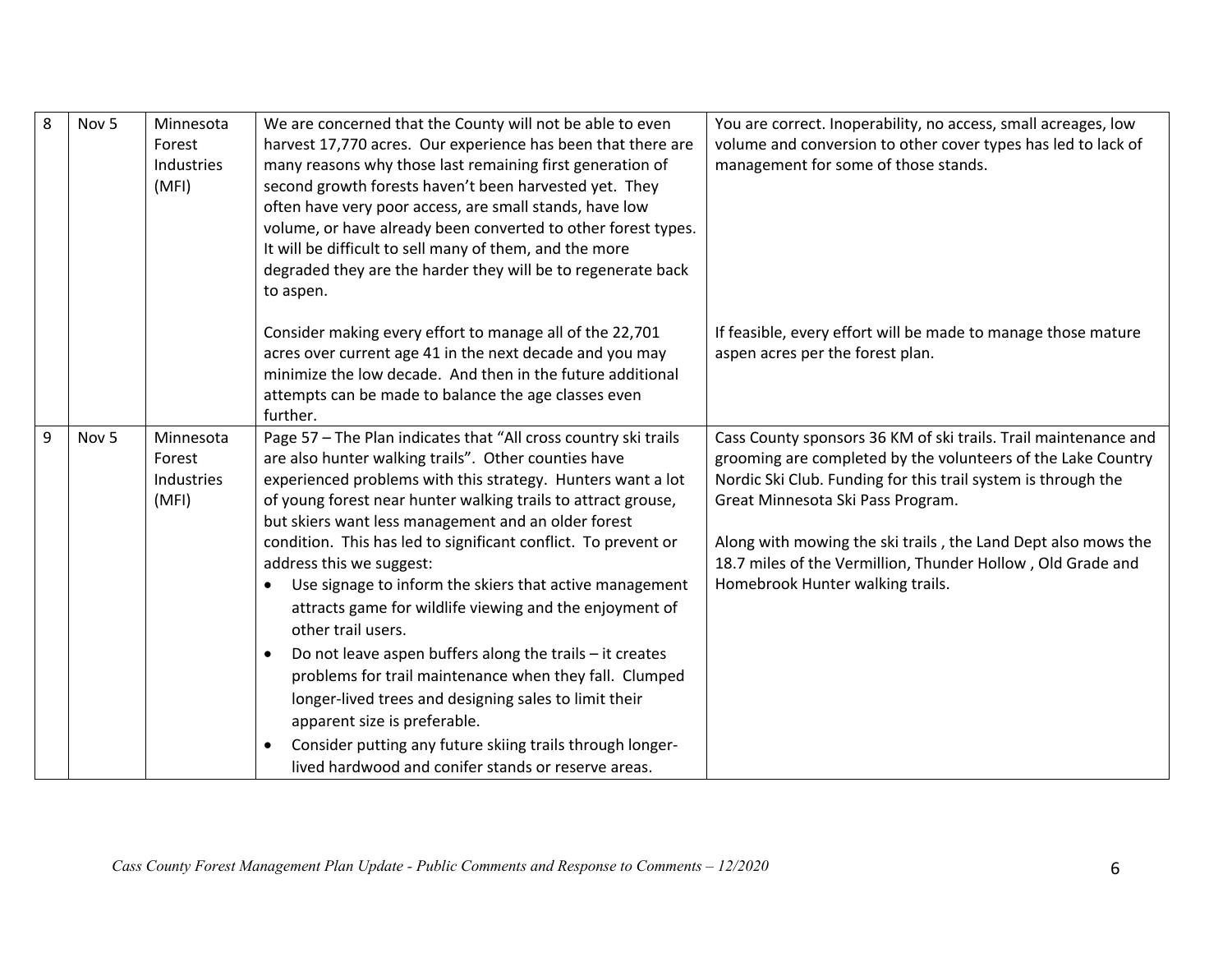| 8 | Nov 5 | Minnesota Forest Industries (MFI) | We are concerned that the County will not be able to even harvest 17,770 acres. Our experience has been that there are many reasons why those last remaining first generation of second growth forests haven't been harvested yet. They often have very poor access, are small stands, have low volume, or have already been converted to other forest types. It will be difficult to sell many of them, and the more degraded they are the harder they will be to regenerate back to aspen.<br><br>Consider making every effort to manage all of the 22,701 acres over current age 41 in the next decade and you may minimize the low decade. And then in the future additional attempts can be made to balance the age classes even further. | You are correct. Inoperability, no access, small acreages, low volume and conversion to other cover types has led to lack of management for some of those stands.<br><br>If feasible, every effort will be made to manage those mature aspen acres per the forest plan. |
|---|---|---|---|---|
| 9 | Nov 5 | Minnesota Forest Industries (MFI) | Page 57 – The Plan indicates that "All cross country ski trails are also hunter walking trails". Other counties have experienced problems with this strategy. Hunters want a lot of young forest near hunter walking trails to attract grouse, but skiers want less management and an older forest condition. This has led to significant conflict. To prevent or address this we suggest:<br>• Use signage to inform the skiers that active management attracts game for wildlife viewing and the enjoyment of other trail users.<br>• Do not leave aspen buffers along the trails – it creates problems for trail maintenance when they fall. Clumped longer-lived trees and designing sales to limit their apparent size is preferable.<br>• Consider putting any future skiing trails through longer-lived hardwood and conifer stands or reserve areas. | Cass County sponsors 36 KM of ski trails. Trail maintenance and grooming are completed by the volunteers of the Lake Country Nordic Ski Club. Funding for this trail system is through the Great Minnesota Ski Pass Program.<br><br>Along with mowing the ski trails , the Land Dept also mows the 18.7 miles of the Vermillion, Thunder Hollow , Old Grade and Homebrook Hunter walking trails. |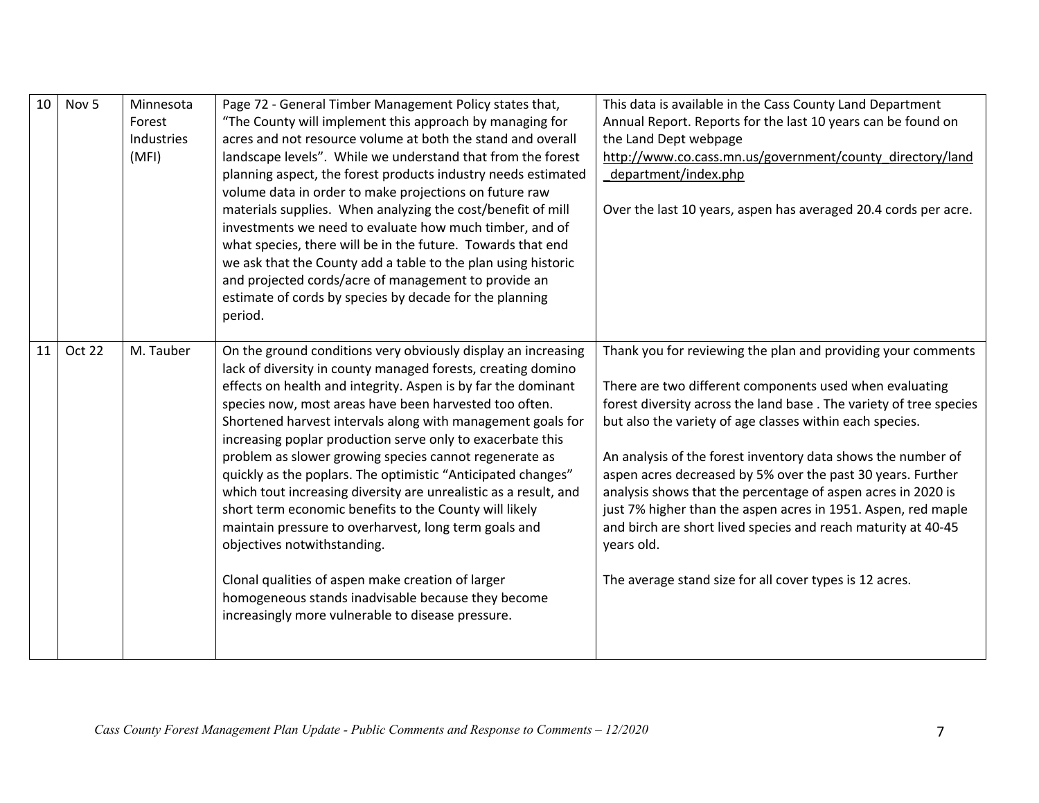| 10 | Nov 5 | Minnesota Forest Industries (MFI) | Page 72 - General Timber Management Policy states that, "The County will implement this approach by managing for acres and not resource volume at both the stand and overall landscape levels". While we understand that from the forest planning aspect, the forest products industry needs estimated volume data in order to make projections on future raw materials supplies. When analyzing the cost/benefit of mill investments we need to evaluate how much timber, and of what species, there will be in the future. Towards that end we ask that the County add a table to the plan using historic and projected cords/acre of management to provide an estimate of cords by species by decade for the planning period. | This data is available in the Cass County Land Department Annual Report. Reports for the last 10 years can be found on the Land Dept webpage http://www.co.cass.mn.us/government/county_directory/land_department/index.php<br><br>Over the last 10 years, aspen has averaged 20.4 cords per acre. |
|---|---|---|---|---|
| 11 | Oct 22 | M. Tauber | On the ground conditions very obviously display an increasing lack of diversity in county managed forests, creating domino effects on health and integrity. Aspen is by far the dominant species now, most areas have been harvested too often. Shortened harvest intervals along with management goals for increasing poplar production serve only to exacerbate this problem as slower growing species cannot regenerate as quickly as the poplars. The optimistic "Anticipated changes" which tout increasing diversity are unrealistic as a result, and short term economic benefits to the County will likely maintain pressure to overharvest, long term goals and objectives notwithstanding.<br><br>Clonal qualities of aspen make creation of larger homogeneous stands inadvisable because they become increasingly more vulnerable to disease pressure. | Thank you for reviewing the plan and providing your comments<br><br>There are two different components used when evaluating forest diversity across the land base . The variety of tree species but also the variety of age classes within each species.<br><br>An analysis of the forest inventory data shows the number of aspen acres decreased by 5% over the past 30 years. Further analysis shows that the percentage of aspen acres in 2020 is just 7% higher than the aspen acres in 1951. Aspen, red maple and birch are short lived species and reach maturity at 40-45 years old.<br><br>The average stand size for all cover types is 12 acres. |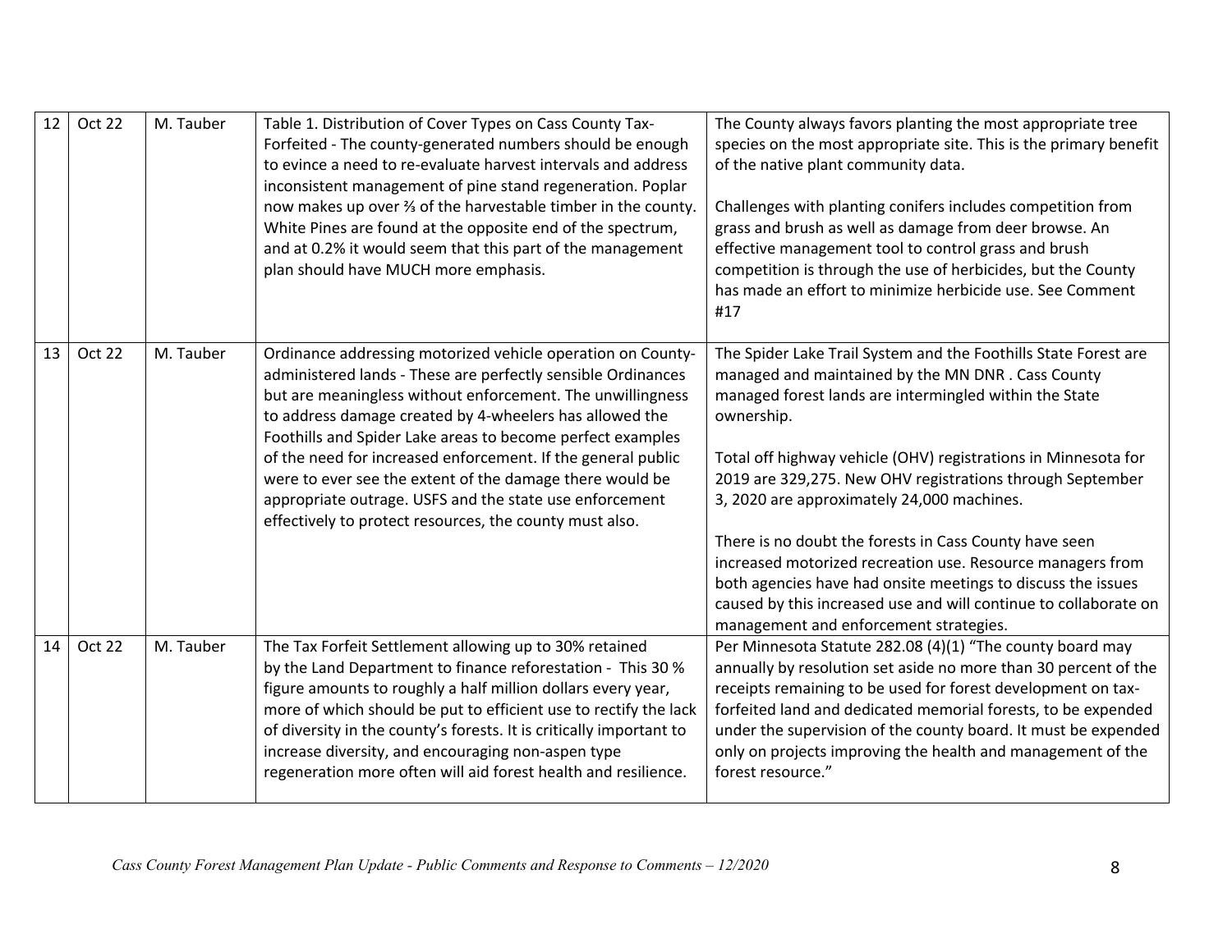| 12 | Oct 22 | M. Tauber | Table 1. Distribution of Cover Types on Cass County Tax-Forfeited - The county-generated numbers should be enough to evince a need to re-evaluate harvest intervals and address inconsistent management of pine stand regeneration. Poplar now makes up over ⅔ of the harvestable timber in the county. White Pines are found at the opposite end of the spectrum, and at 0.2% it would seem that this part of the management plan should have MUCH more emphasis. | The County always favors planting the most appropriate tree species on the most appropriate site. This is the primary benefit of the native plant community data.<br><br>Challenges with planting conifers includes competition from grass and brush as well as damage from deer browse. An effective management tool to control grass and brush competition is through the use of herbicides, but the County has made an effort to minimize herbicide use. See Comment #17 |
|---|---|---|---|---|
| 13 | Oct 22 | M. Tauber | Ordinance addressing motorized vehicle operation on County-administered lands - These are perfectly sensible Ordinances but are meaningless without enforcement. The unwillingness to address damage created by 4-wheelers has allowed the Foothills and Spider Lake areas to become perfect examples of the need for increased enforcement. If the general public were to ever see the extent of the damage there would be appropriate outrage. USFS and the state use enforcement effectively to protect resources, the county must also. | The Spider Lake Trail System and the Foothills State Forest are managed and maintained by the MN DNR . Cass County managed forest lands are intermingled within the State ownership.<br><br>Total off highway vehicle (OHV) registrations in Minnesota for 2019 are 329,275. New OHV registrations through September 3, 2020 are approximately 24,000 machines.<br><br>There is no doubt the forests in Cass County have seen increased motorized recreation use. Resource managers from both agencies have had onsite meetings to discuss the issues caused by this increased use and will continue to collaborate on management and enforcement strategies. |
| 14 | Oct 22 | M. Tauber | The Tax Forfeit Settlement allowing up to 30% retained by the Land Department to finance reforestation - This 30 % figure amounts to roughly a half million dollars every year, more of which should be put to efficient use to rectify the lack of diversity in the county's forests. It is critically important to increase diversity, and encouraging non-aspen type regeneration more often will aid forest health and resilience. | Per Minnesota Statute 282.08 (4)(1) "The county board may annually by resolution set aside no more than 30 percent of the receipts remaining to be used for forest development on tax-forfeited land and dedicated memorial forests, to be expended under the supervision of the county board. It must be expended only on projects improving the health and management of the forest resource." |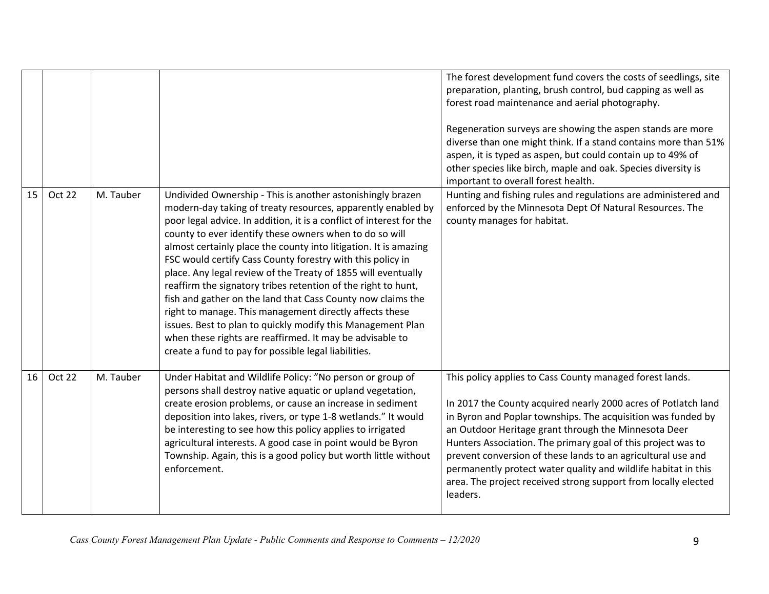| | | | | |
|---|---|---|---|---|
| | | | | The forest development fund covers the costs of seedlings, site preparation, planting, brush control, bud capping as well as forest road maintenance and aerial photography.<br><br>Regeneration surveys are showing the aspen stands are more diverse than one might think. If a stand contains more than 51% aspen, it is typed as aspen, but could contain up to 49% of other species like birch, maple and oak. Species diversity is important to overall forest health. |
| 15 | Oct 22 | M. Tauber | Undivided Ownership - This is another astonishingly brazen modern-day taking of treaty resources, apparently enabled by poor legal advice. In addition, it is a conflict of interest for the county to ever identify these owners when to do so will almost certainly place the county into litigation. It is amazing FSC would certify Cass County forestry with this policy in place. Any legal review of the Treaty of 1855 will eventually reaffirm the signatory tribes retention of the right to hunt, fish and gather on the land that Cass County now claims the right to manage. This management directly affects these issues. Best to plan to quickly modify this Management Plan when these rights are reaffirmed. It may be advisable to create a fund to pay for possible legal liabilities. | Hunting and fishing rules and regulations are administered and enforced by the Minnesota Dept Of Natural Resources. The county manages for habitat. |
| 16 | Oct 22 | M. Tauber | Under Habitat and Wildlife Policy: "No person or group of persons shall destroy native aquatic or upland vegetation, create erosion problems, or cause an increase in sediment deposition into lakes, rivers, or type 1-8 wetlands." It would be interesting to see how this policy applies to irrigated agricultural interests. A good case in point would be Byron Township. Again, this is a good policy but worth little without enforcement. | This policy applies to Cass County managed forest lands.<br><br>In 2017 the County acquired nearly 2000 acres of Potlatch land in Byron and Poplar townships. The acquisition was funded by an Outdoor Heritage grant through the Minnesota Deer Hunters Association. The primary goal of this project was to prevent conversion of these lands to an agricultural use and permanently protect water quality and wildlife habitat in this area. The project received strong support from locally elected leaders. |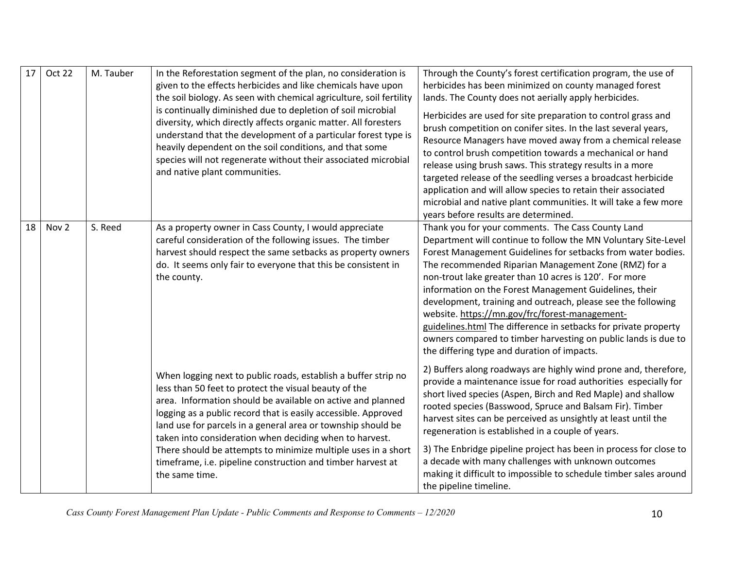| 17 | Oct 22 | M. Tauber | In the Reforestation segment of the plan, no consideration is given to the effects herbicides and like chemicals have upon the soil biology. As seen with chemical agriculture, soil fertility is continually diminished due to depletion of soil microbial diversity, which directly affects organic matter. All foresters understand that the development of a particular forest type is heavily dependent on the soil conditions, and that some species will not regenerate without their associated microbial and native plant communities. | Through the County's forest certification program, the use of herbicides has been minimized on county managed forest lands. The County does not aerially apply herbicides.<br><br>Herbicides are used for site preparation to control grass and brush competition on conifer sites. In the last several years, Resource Managers have moved away from a chemical release to control brush competition towards a mechanical or hand release using brush saws. This strategy results in a more targeted release of the seedling verses a broadcast herbicide application and will allow species to retain their associated microbial and native plant communities. It will take a few more years before results are determined. |
|---|---|---|---|---|
| 18 | Nov 2 | S. Reed | As a property owner in Cass County, I would appreciate careful consideration of the following issues. The timber harvest should respect the same setbacks as property owners do. It seems only fair to everyone that this be consistent in the county.<br><br>When logging next to public roads, establish a buffer strip no less than 50 feet to protect the visual beauty of the area. Information should be available on active and planned logging as a public record that is easily accessible. Approved land use for parcels in a general area or township should be taken into consideration when deciding when to harvest. There should be attempts to minimize multiple uses in a short timeframe, i.e. pipeline construction and timber harvest at the same time. | Thank you for your comments. The Cass County Land Department will continue to follow the MN Voluntary Site-Level Forest Management Guidelines for setbacks from water bodies. The recommended Riparian Management Zone (RMZ) for a non-trout lake greater than 10 acres is 120'. For more information on the Forest Management Guidelines, their development, training and outreach, please see the following website. https://mn.gov/frc/forest-management-guidelines.html The difference in setbacks for private property owners compared to timber harvesting on public lands is due to the differing type and duration of impacts.<br><br>2) Buffers along roadways are highly wind prone and, therefore, provide a maintenance issue for road authorities especially for short lived species (Aspen, Birch and Red Maple) and shallow rooted species (Basswood, Spruce and Balsam Fir). Timber harvest sites can be perceived as unsightly at least until the regeneration is established in a couple of years.<br><br>3) The Enbridge pipeline project has been in process for close to a decade with many challenges with unknown outcomes making it difficult to impossible to schedule timber sales around the pipeline timeline. |

*Cass County Forest Management Plan Update - Public Comments and Response to Comments – 12/2020*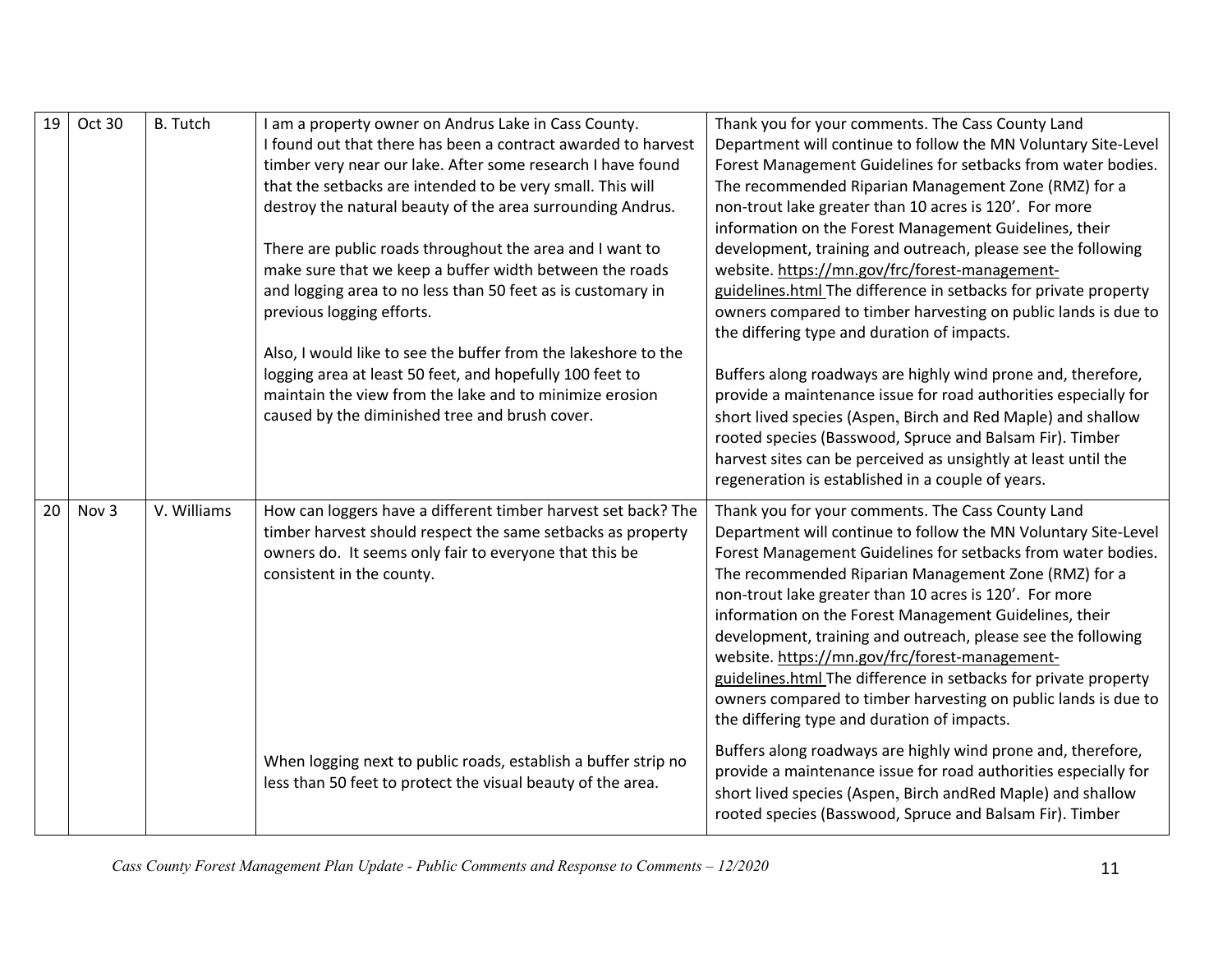| 19 | Oct 30 | B. Tutch | I am a property owner on Andrus Lake in Cass County. I found out that there has been a contract awarded to harvest timber very near our lake. After some research I have found that the setbacks are intended to be very small. This will destroy the natural beauty of the area surrounding Andrus.<br><br>There are public roads throughout the area and I want to make sure that we keep a buffer width between the roads and logging area to no less than 50 feet as is customary in previous logging efforts.<br><br>Also, I would like to see the buffer from the lakeshore to the logging area at least 50 feet, and hopefully 100 feet to maintain the view from the lake and to minimize erosion caused by the diminished tree and brush cover. | Thank you for your comments. The Cass County Land Department will continue to follow the MN Voluntary Site-Level Forest Management Guidelines for setbacks from water bodies. The recommended Riparian Management Zone (RMZ) for a non-trout lake greater than 10 acres is 120'. For more information on the Forest Management Guidelines, their development, training and outreach, please see the following website. https://mn.gov/frc/forest-management-guidelines.html The difference in setbacks for private property owners compared to timber harvesting on public lands is due to the differing type and duration of impacts.<br><br>Buffers along roadways are highly wind prone and, therefore, provide a maintenance issue for road authorities especially for short lived species (Aspen, Birch and Red Maple) and shallow rooted species (Basswood, Spruce and Balsam Fir). Timber harvest sites can be perceived as unsightly at least until the regeneration is established in a couple of years. |
|---|---|---|---|---|
| 20 | Nov 3 | V. Williams | How can loggers have a different timber harvest set back? The timber harvest should respect the same setbacks as property owners do. It seems only fair to everyone that this be consistent in the county. | Thank you for your comments. The Cass County Land Department will continue to follow the MN Voluntary Site-Level Forest Management Guidelines for setbacks from water bodies. The recommended Riparian Management Zone (RMZ) for a non-trout lake greater than 10 acres is 120'. For more information on the Forest Management Guidelines, their development, training and outreach, please see the following website. https://mn.gov/frc/forest-management-guidelines.html The difference in setbacks for private property owners compared to timber harvesting on public lands is due to the differing type and duration of impacts. |
| | | | When logging next to public roads, establish a buffer strip no less than 50 feet to protect the visual beauty of the area. | Buffers along roadways are highly wind prone and, therefore, provide a maintenance issue for road authorities especially for short lived species (Aspen, Birch andRed Maple) and shallow rooted species (Basswood, Spruce and Balsam Fir). Timber |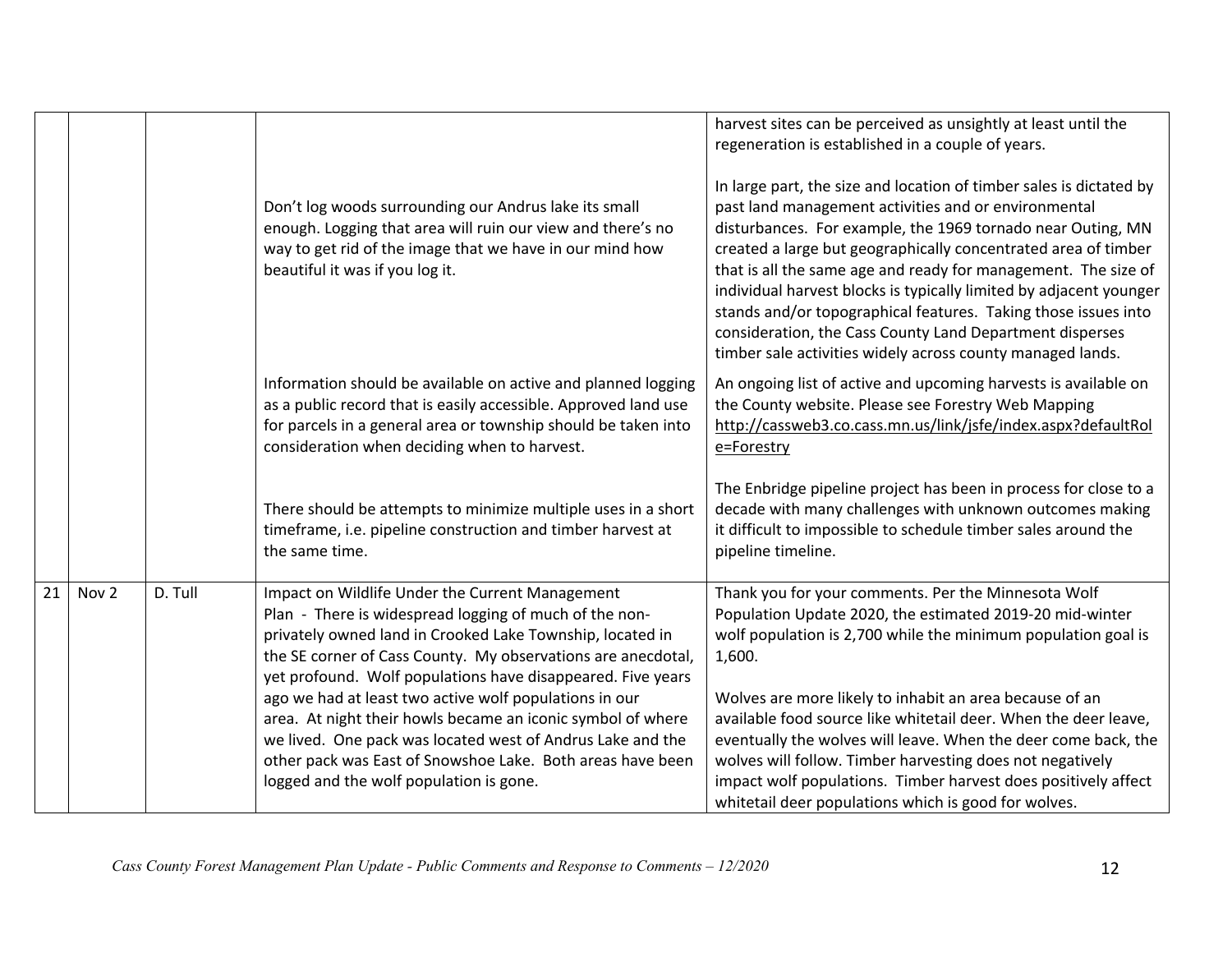| | | | | |
|---|---|---|---|---|
| | | | Don't log woods surrounding our Andrus lake its small enough. Logging that area will ruin our view and there's no way to get rid of the image that we have in our mind how beautiful it was if you log it. | harvest sites can be perceived as unsightly at least until the regeneration is established in a couple of years.<br><br>In large part, the size and location of timber sales is dictated by past land management activities and or environmental disturbances. For example, the 1969 tornado near Outing, MN created a large but geographically concentrated area of timber that is all the same age and ready for management. The size of individual harvest blocks is typically limited by adjacent younger stands and/or topographical features. Taking those issues into consideration, the Cass County Land Department disperses timber sale activities widely across county managed lands. |
| | | | Information should be available on active and planned logging as a public record that is easily accessible. Approved land use for parcels in a general area or township should be taken into consideration when deciding when to harvest.<br><br>There should be attempts to minimize multiple uses in a short timeframe, i.e. pipeline construction and timber harvest at the same time. | An ongoing list of active and upcoming harvests is available on the County website. Please see Forestry Web Mapping http://cassweb3.co.cass.mn.us/link/jsfe/index.aspx?defaultRole=Forestry<br><br>The Enbridge pipeline project has been in process for close to a decade with many challenges with unknown outcomes making it difficult to impossible to schedule timber sales around the pipeline timeline. |
| 21 | Nov 2 | D. Tull | Impact on Wildlife Under the Current Management Plan - There is widespread logging of much of the non-privately owned land in Crooked Lake Township, located in the SE corner of Cass County. My observations are anecdotal, yet profound. Wolf populations have disappeared. Five years ago we had at least two active wolf populations in our area. At night their howls became an iconic symbol of where we lived. One pack was located west of Andrus Lake and the other pack was East of Snowshoe Lake. Both areas have been logged and the wolf population is gone. | Thank you for your comments. Per the Minnesota Wolf Population Update 2020, the estimated 2019-20 mid-winter wolf population is 2,700 while the minimum population goal is 1,600.<br><br>Wolves are more likely to inhabit an area because of an available food source like whitetail deer. When the deer leave, eventually the wolves will leave. When the deer come back, the wolves will follow. Timber harvesting does not negatively impact wolf populations. Timber harvest does positively affect whitetail deer populations which is good for wolves. |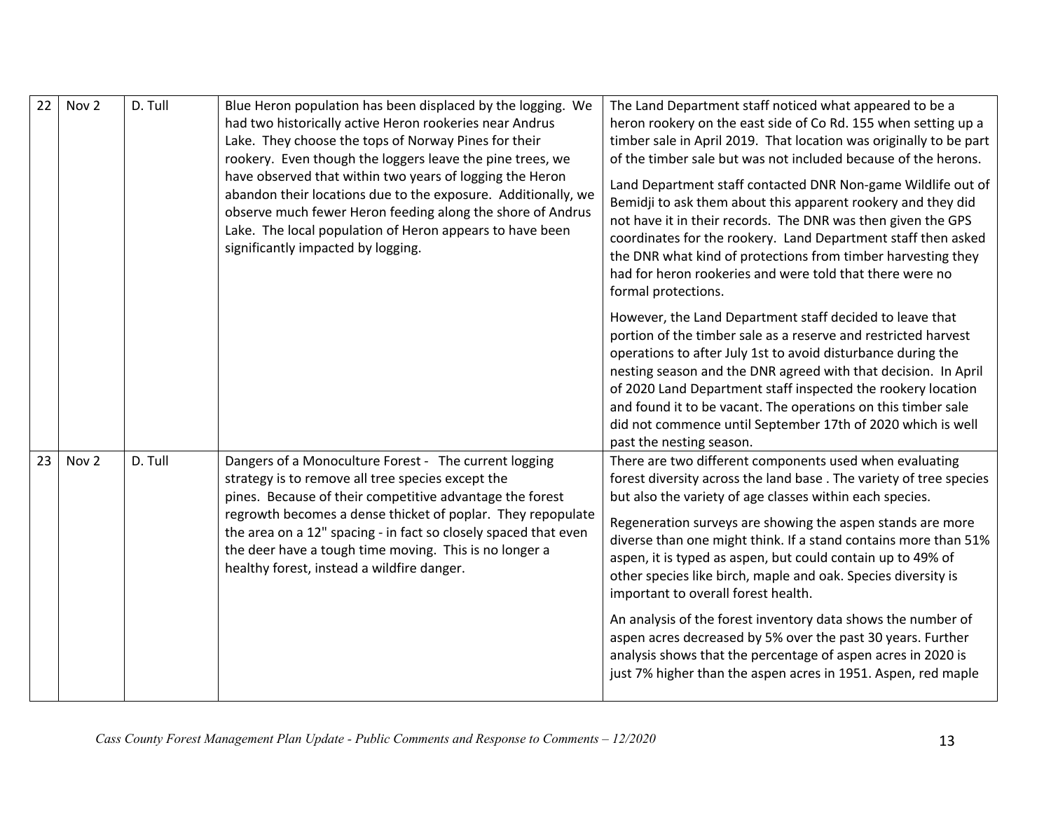| 22 | Nov 2 | D. Tull | Blue Heron population has been displaced by the logging. We had two historically active Heron rookeries near Andrus Lake. They choose the tops of Norway Pines for their rookery. Even though the loggers leave the pine trees, we have observed that within two years of logging the Heron abandon their locations due to the exposure. Additionally, we observe much fewer Heron feeding along the shore of Andrus Lake. The local population of Heron appears to have been significantly impacted by logging. | The Land Department staff noticed what appeared to be a heron rookery on the east side of Co Rd. 155 when setting up a timber sale in April 2019. That location was originally to be part of the timber sale but was not included because of the herons.<br><br>Land Department staff contacted DNR Non-game Wildlife out of Bemidji to ask them about this apparent rookery and they did not have it in their records. The DNR was then given the GPS coordinates for the rookery. Land Department staff then asked the DNR what kind of protections from timber harvesting they had for heron rookeries and were told that there were no formal protections.<br><br>However, the Land Department staff decided to leave that portion of the timber sale as a reserve and restricted harvest operations to after July 1st to avoid disturbance during the nesting season and the DNR agreed with that decision. In April of 2020 Land Department staff inspected the rookery location and found it to be vacant. The operations on this timber sale did not commence until September 17th of 2020 which is well past the nesting season. |
|---|---|---|---|---|
| 23 | Nov 2 | D. Tull | Dangers of a Monoculture Forest - The current logging strategy is to remove all tree species except the pines. Because of their competitive advantage the forest regrowth becomes a dense thicket of poplar. They repopulate the area on a 12" spacing - in fact so closely spaced that even the deer have a tough time moving. This is no longer a healthy forest, instead a wildfire danger. | There are two different components used when evaluating forest diversity across the land base . The variety of tree species but also the variety of age classes within each species.<br><br>Regeneration surveys are showing the aspen stands are more diverse than one might think. If a stand contains more than 51% aspen, it is typed as aspen, but could contain up to 49% of other species like birch, maple and oak. Species diversity is important to overall forest health.<br><br>An analysis of the forest inventory data shows the number of aspen acres decreased by 5% over the past 30 years. Further analysis shows that the percentage of aspen acres in 2020 is just 7% higher than the aspen acres in 1951. Aspen, red maple |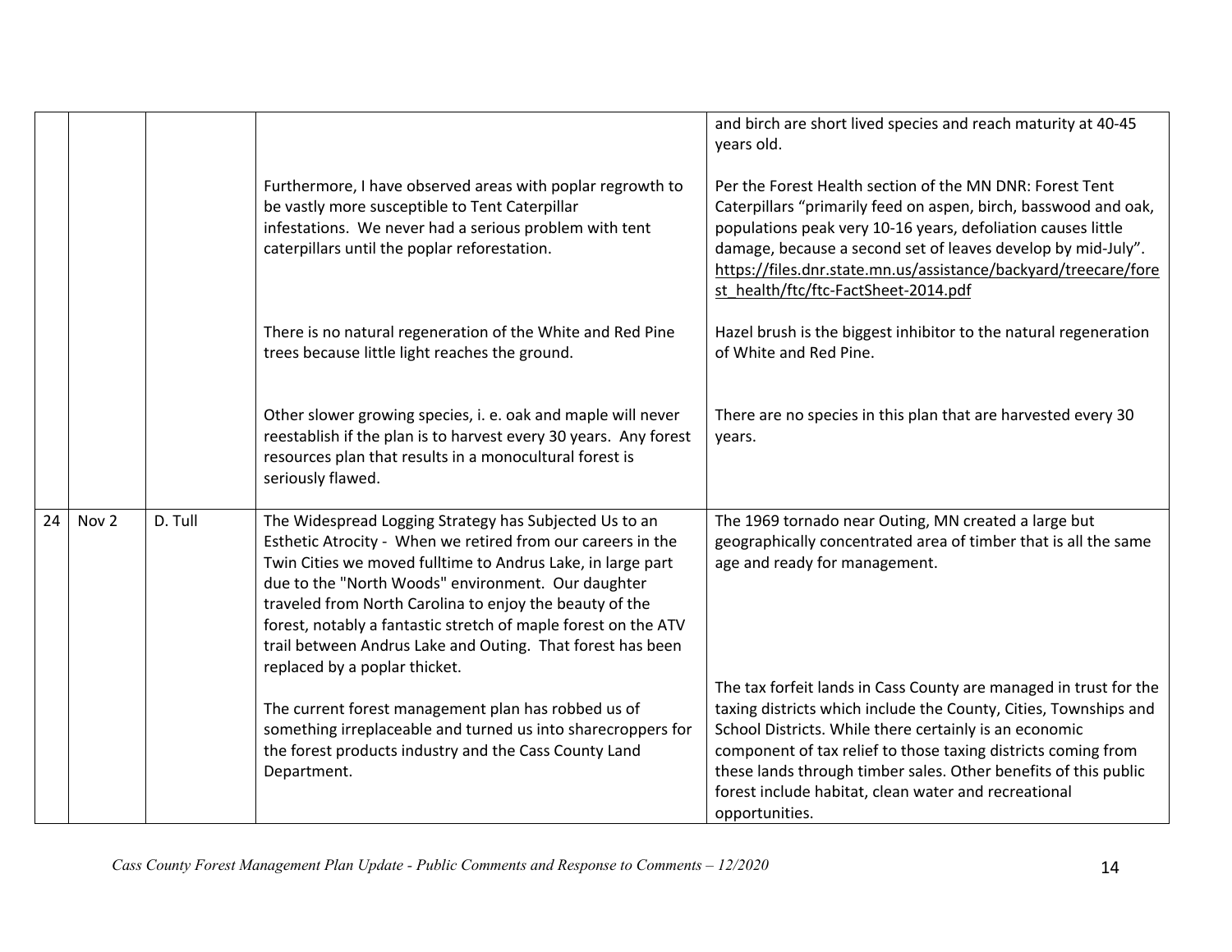| | | | | |
|---|---|---|---|---|
| | | | | and birch are short lived species and reach maturity at 40-45 years old. |
| | | | Furthermore, I have observed areas with poplar regrowth to be vastly more susceptible to Tent Caterpillar infestations. We never had a serious problem with tent caterpillars until the poplar reforestation. | Per the Forest Health section of the MN DNR: Forest Tent Caterpillars "primarily feed on aspen, birch, basswood and oak, populations peak very 10-16 years, defoliation causes little damage, because a second set of leaves develop by mid-July". https://files.dnr.state.mn.us/assistance/backyard/treecare/forest_health/ftc/ftc-FactSheet-2014.pdf |
| | | | There is no natural regeneration of the White and Red Pine trees because little light reaches the ground. | Hazel brush is the biggest inhibitor to the natural regeneration of White and Red Pine. |
| | | | Other slower growing species, i. e. oak and maple will never reestablish if the plan is to harvest every 30 years. Any forest resources plan that results in a monocultural forest is seriously flawed. | There are no species in this plan that are harvested every 30 years. |
| 24 | Nov 2 | D. Tull | The Widespread Logging Strategy has Subjected Us to an Esthetic Atrocity - When we retired from our careers in the Twin Cities we moved fulltime to Andrus Lake, in large part due to the "North Woods" environment. Our daughter traveled from North Carolina to enjoy the beauty of the forest, notably a fantastic stretch of maple forest on the ATV trail between Andrus Lake and Outing. That forest has been replaced by a poplar thicket.<br><br>The current forest management plan has robbed us of something irreplaceable and turned us into sharecroppers for the forest products industry and the Cass County Land Department. | The 1969 tornado near Outing, MN created a large but geographically concentrated area of timber that is all the same age and ready for management.<br><br>The tax forfeit lands in Cass County are managed in trust for the taxing districts which include the County, Cities, Townships and School Districts. While there certainly is an economic component of tax relief to those taxing districts coming from these lands through timber sales. Other benefits of this public forest include habitat, clean water and recreational opportunities. |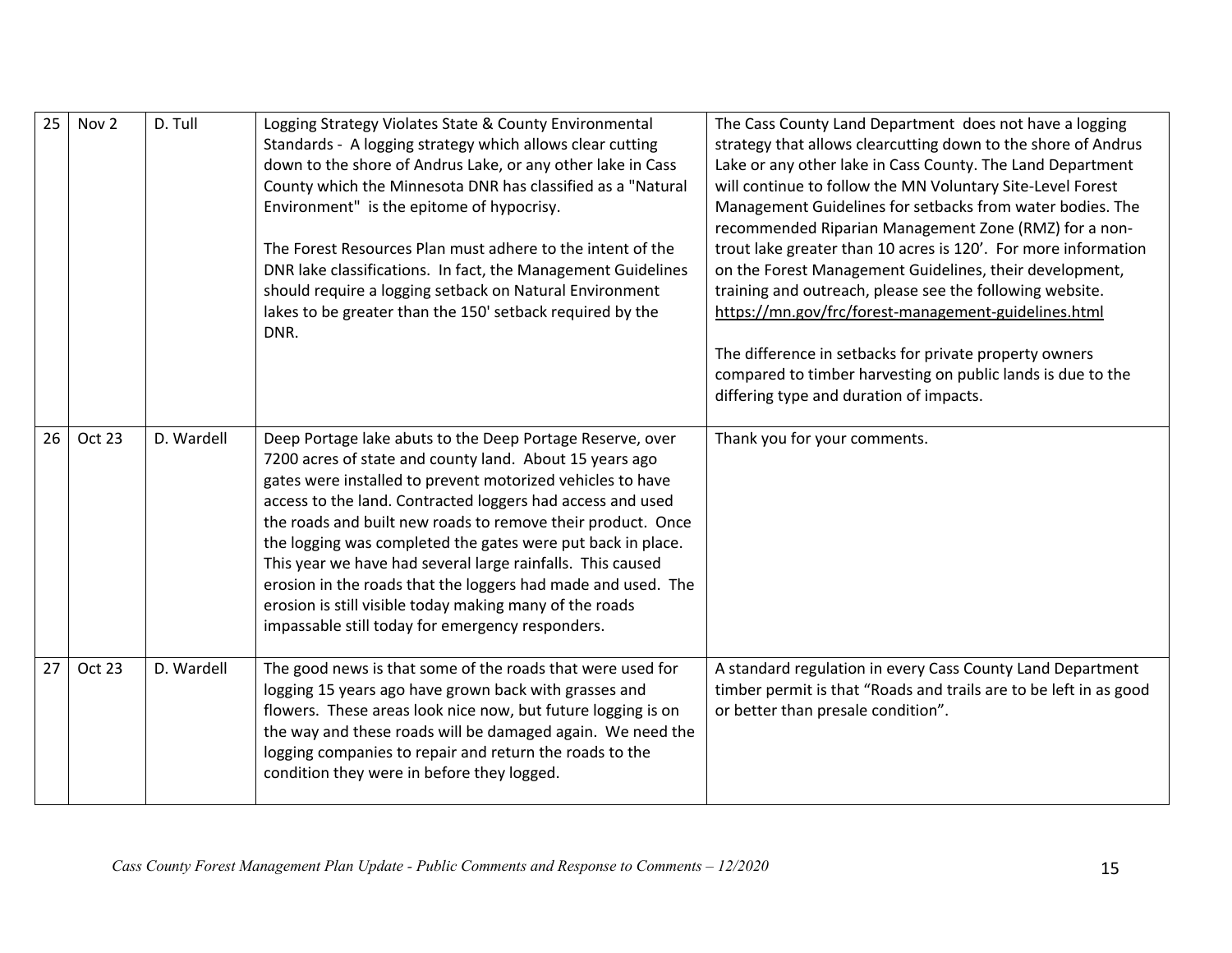| 25 | Nov 2 | D. Tull | Logging Strategy Violates State & County Environmental Standards - A logging strategy which allows clear cutting down to the shore of Andrus Lake, or any other lake in Cass County which the Minnesota DNR has classified as a "Natural Environment" is the epitome of hypocrisy.<br><br>The Forest Resources Plan must adhere to the intent of the DNR lake classifications. In fact, the Management Guidelines should require a logging setback on Natural Environment lakes to be greater than the 150' setback required by the DNR. | The Cass County Land Department does not have a logging strategy that allows clearcutting down to the shore of Andrus Lake or any other lake in Cass County. The Land Department will continue to follow the MN Voluntary Site-Level Forest Management Guidelines for setbacks from water bodies. The recommended Riparian Management Zone (RMZ) for a non-trout lake greater than 10 acres is 120'. For more information on the Forest Management Guidelines, their development, training and outreach, please see the following website. https://mn.gov/frc/forest-management-guidelines.html<br><br>The difference in setbacks for private property owners compared to timber harvesting on public lands is due to the differing type and duration of impacts. |
|---|---|---|---|---|
| 26 | Oct 23 | D. Wardell | Deep Portage lake abuts to the Deep Portage Reserve, over 7200 acres of state and county land. About 15 years ago gates were installed to prevent motorized vehicles to have access to the land. Contracted loggers had access and used the roads and built new roads to remove their product. Once the logging was completed the gates were put back in place. This year we have had several large rainfalls. This caused erosion in the roads that the loggers had made and used. The erosion is still visible today making many of the roads impassable still today for emergency responders. | Thank you for your comments. |
| 27 | Oct 23 | D. Wardell | The good news is that some of the roads that were used for logging 15 years ago have grown back with grasses and flowers. These areas look nice now, but future logging is on the way and these roads will be damaged again. We need the logging companies to repair and return the roads to the condition they were in before they logged. | A standard regulation in every Cass County Land Department timber permit is that "Roads and trails are to be left in as good or better than presale condition". |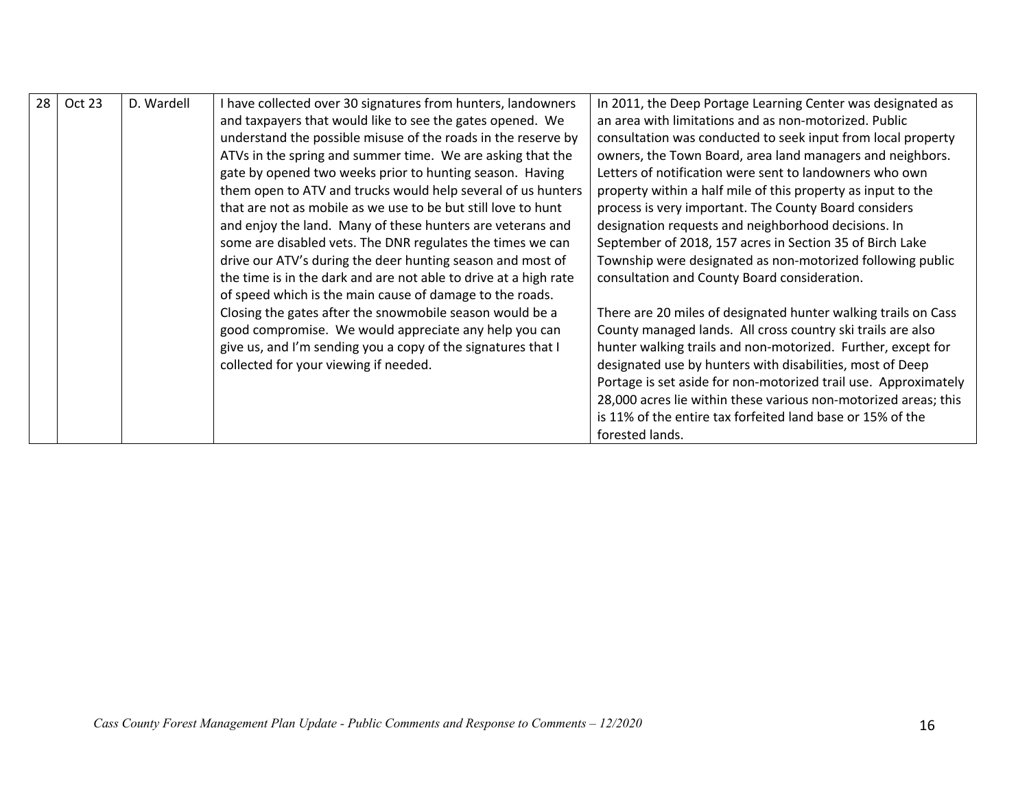| 28 | Oct 23 | D. Wardell | I have collected over 30 signatures from hunters, landowners and taxpayers that would like to see the gates opened. We understand the possible misuse of the roads in the reserve by ATVs in the spring and summer time. We are asking that the gate by opened two weeks prior to hunting season. Having them open to ATV and trucks would help several of us hunters that are not as mobile as we use to be but still love to hunt and enjoy the land. Many of these hunters are veterans and some are disabled vets. The DNR regulates the times we can drive our ATV's during the deer hunting season and most of the time is in the dark and are not able to drive at a high rate of speed which is the main cause of damage to the roads. Closing the gates after the snowmobile season would be a good compromise. We would appreciate any help you can give us, and I'm sending you a copy of the signatures that I collected for your viewing if needed. | In 2011, the Deep Portage Learning Center was designated as an area with limitations and as non-motorized. Public consultation was conducted to seek input from local property owners, the Town Board, area land managers and neighbors. Letters of notification were sent to landowners who own property within a half mile of this property as input to the process is very important. The County Board considers designation requests and neighborhood decisions. In September of 2018, 157 acres in Section 35 of Birch Lake Township were designated as non-motorized following public consultation and County Board consideration.<br><br>There are 20 miles of designated hunter walking trails on Cass County managed lands. All cross country ski trails are also hunter walking trails and non-motorized. Further, except for designated use by hunters with disabilities, most of Deep Portage is set aside for non-motorized trail use. Approximately 28,000 acres lie within these various non-motorized areas; this is 11% of the entire tax forfeited land base or 15% of the forested lands. |
|---|---|---|---|---|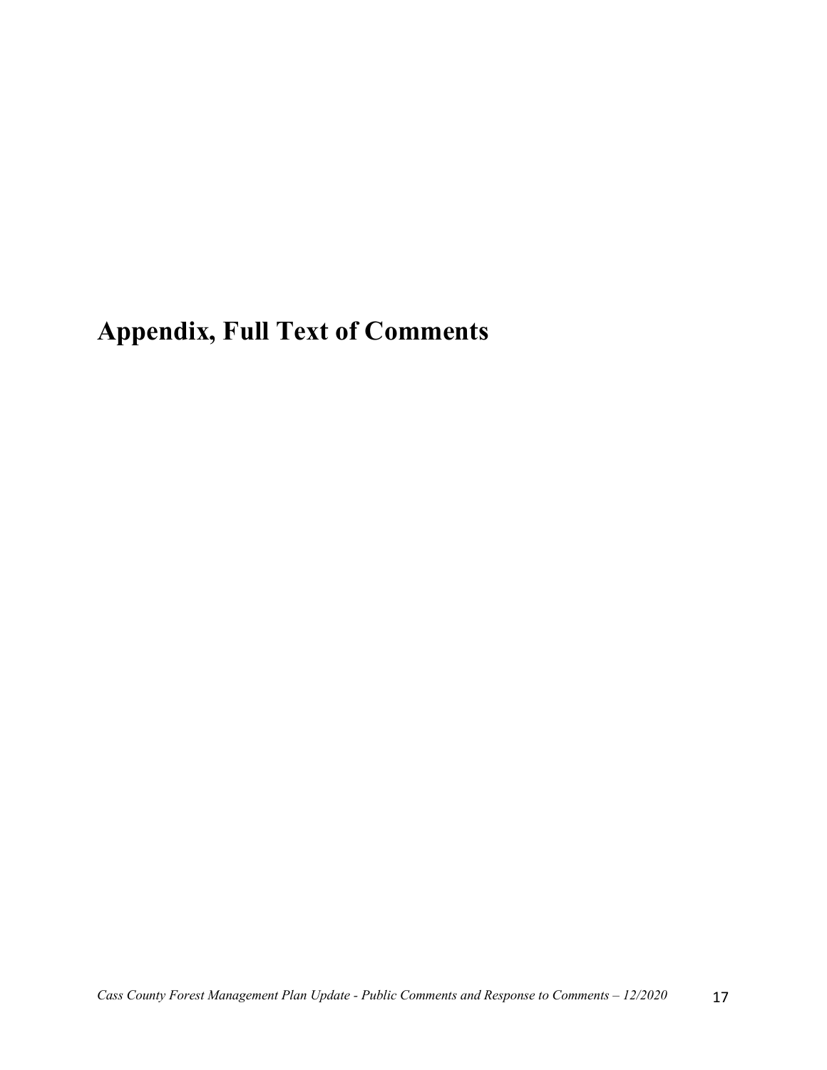# Appendix, Full Text of Comments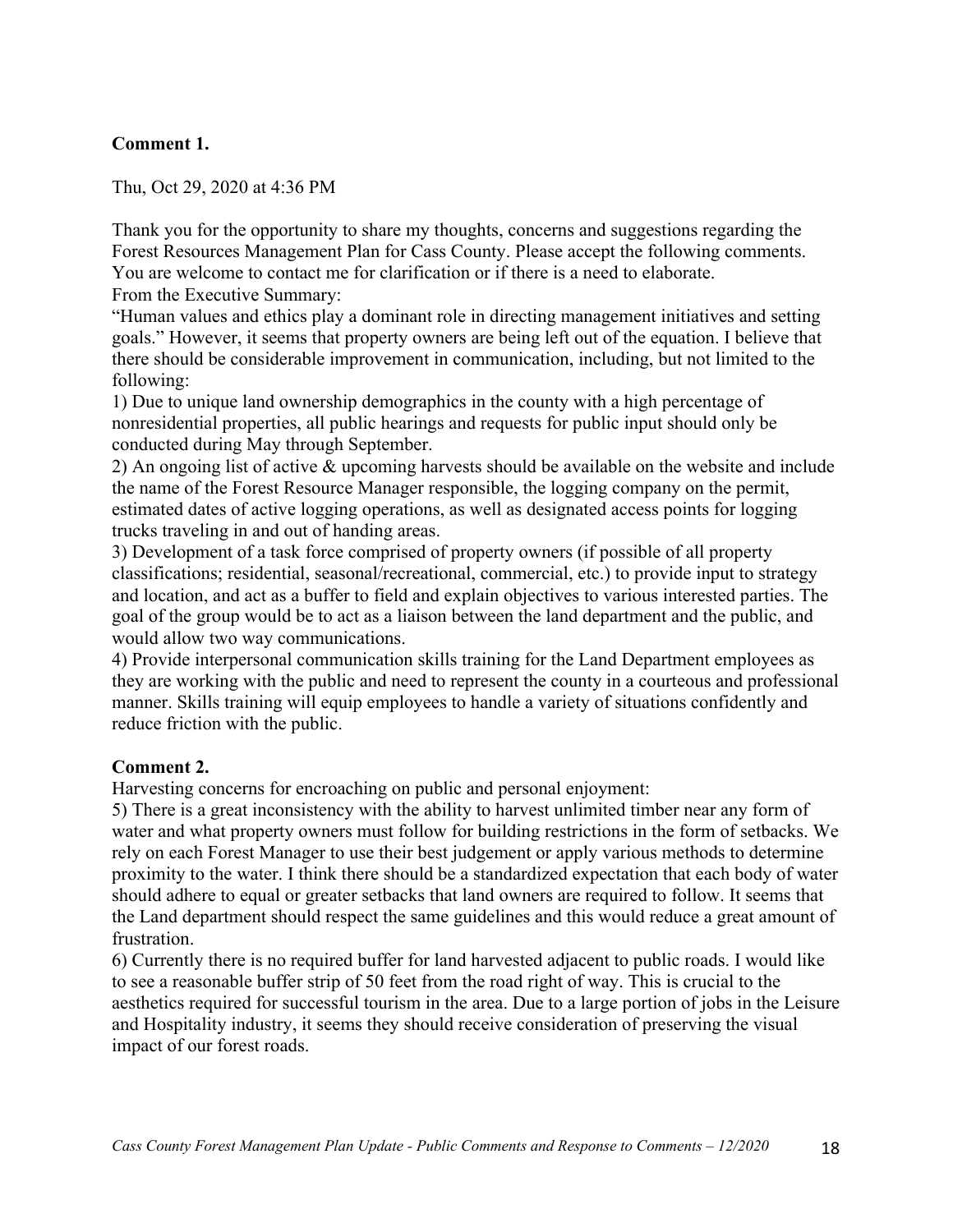**Comment 1.**

Thu, Oct 29, 2020 at 4:36 PM

Thank you for the opportunity to share my thoughts, concerns and suggestions regarding the Forest Resources Management Plan for Cass County. Please accept the following comments. You are welcome to contact me for clarification or if there is a need to elaborate.
From the Executive Summary:
"Human values and ethics play a dominant role in directing management initiatives and setting goals." However, it seems that property owners are being left out of the equation. I believe that there should be considerable improvement in communication, including, but not limited to the following:
1) Due to unique land ownership demographics in the county with a high percentage of nonresidential properties, all public hearings and requests for public input should only be conducted during May through September.
2) An ongoing list of active & upcoming harvests should be available on the website and include the name of the Forest Resource Manager responsible, the logging company on the permit, estimated dates of active logging operations, as well as designated access points for logging trucks traveling in and out of handing areas.
3) Development of a task force comprised of property owners (if possible of all property classifications; residential, seasonal/recreational, commercial, etc.) to provide input to strategy and location, and act as a buffer to field and explain objectives to various interested parties. The goal of the group would be to act as a liaison between the land department and the public, and would allow two way communications.
4) Provide interpersonal communication skills training for the Land Department employees as they are working with the public and need to represent the county in a courteous and professional manner. Skills training will equip employees to handle a variety of situations confidently and reduce friction with the public.

**Comment 2.**

Harvesting concerns for encroaching on public and personal enjoyment:
5) There is a great inconsistency with the ability to harvest unlimited timber near any form of water and what property owners must follow for building restrictions in the form of setbacks. We rely on each Forest Manager to use their best judgement or apply various methods to determine proximity to the water. I think there should be a standardized expectation that each body of water should adhere to equal or greater setbacks that land owners are required to follow. It seems that the Land department should respect the same guidelines and this would reduce a great amount of frustration.
6) Currently there is no required buffer for land harvested adjacent to public roads. I would like to see a reasonable buffer strip of 50 feet from the road right of way. This is crucial to the aesthetics required for successful tourism in the area. Due to a large portion of jobs in the Leisure and Hospitality industry, it seems they should receive consideration of preserving the visual impact of our forest roads.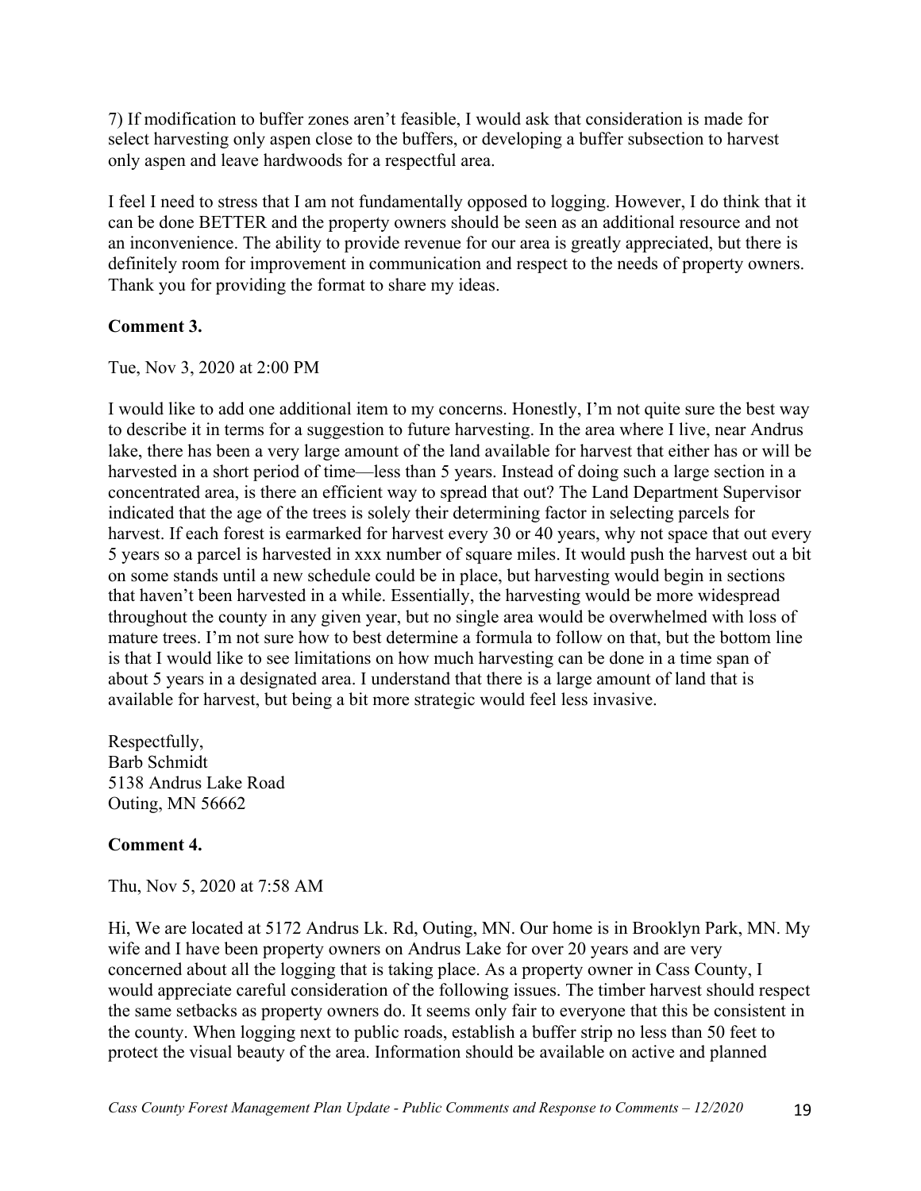7) If modification to buffer zones aren't feasible, I would ask that consideration is made for select harvesting only aspen close to the buffers, or developing a buffer subsection to harvest only aspen and leave hardwoods for a respectful area.

I feel I need to stress that I am not fundamentally opposed to logging. However, I do think that it can be done BETTER and the property owners should be seen as an additional resource and not an inconvenience. The ability to provide revenue for our area is greatly appreciated, but there is definitely room for improvement in communication and respect to the needs of property owners. Thank you for providing the format to share my ideas.

**Comment 3.**

Tue, Nov 3, 2020 at 2:00 PM

I would like to add one additional item to my concerns. Honestly, I'm not quite sure the best way to describe it in terms for a suggestion to future harvesting. In the area where I live, near Andrus lake, there has been a very large amount of the land available for harvest that either has or will be harvested in a short period of time—less than 5 years. Instead of doing such a large section in a concentrated area, is there an efficient way to spread that out? The Land Department Supervisor indicated that the age of the trees is solely their determining factor in selecting parcels for harvest. If each forest is earmarked for harvest every 30 or 40 years, why not space that out every 5 years so a parcel is harvested in xxx number of square miles. It would push the harvest out a bit on some stands until a new schedule could be in place, but harvesting would begin in sections that haven't been harvested in a while. Essentially, the harvesting would be more widespread throughout the county in any given year, but no single area would be overwhelmed with loss of mature trees. I'm not sure how to best determine a formula to follow on that, but the bottom line is that I would like to see limitations on how much harvesting can be done in a time span of about 5 years in a designated area. I understand that there is a large amount of land that is available for harvest, but being a bit more strategic would feel less invasive.

Respectfully,  
Barb Schmidt  
5138 Andrus Lake Road  
Outing, MN 56662

**Comment 4.**

Thu, Nov 5, 2020 at 7:58 AM

Hi, We are located at 5172 Andrus Lk. Rd, Outing, MN. Our home is in Brooklyn Park, MN. My wife and I have been property owners on Andrus Lake for over 20 years and are very concerned about all the logging that is taking place. As a property owner in Cass County, I would appreciate careful consideration of the following issues. The timber harvest should respect the same setbacks as property owners do. It seems only fair to everyone that this be consistent in the county. When logging next to public roads, establish a buffer strip no less than 50 feet to protect the visual beauty of the area. Information should be available on active and planned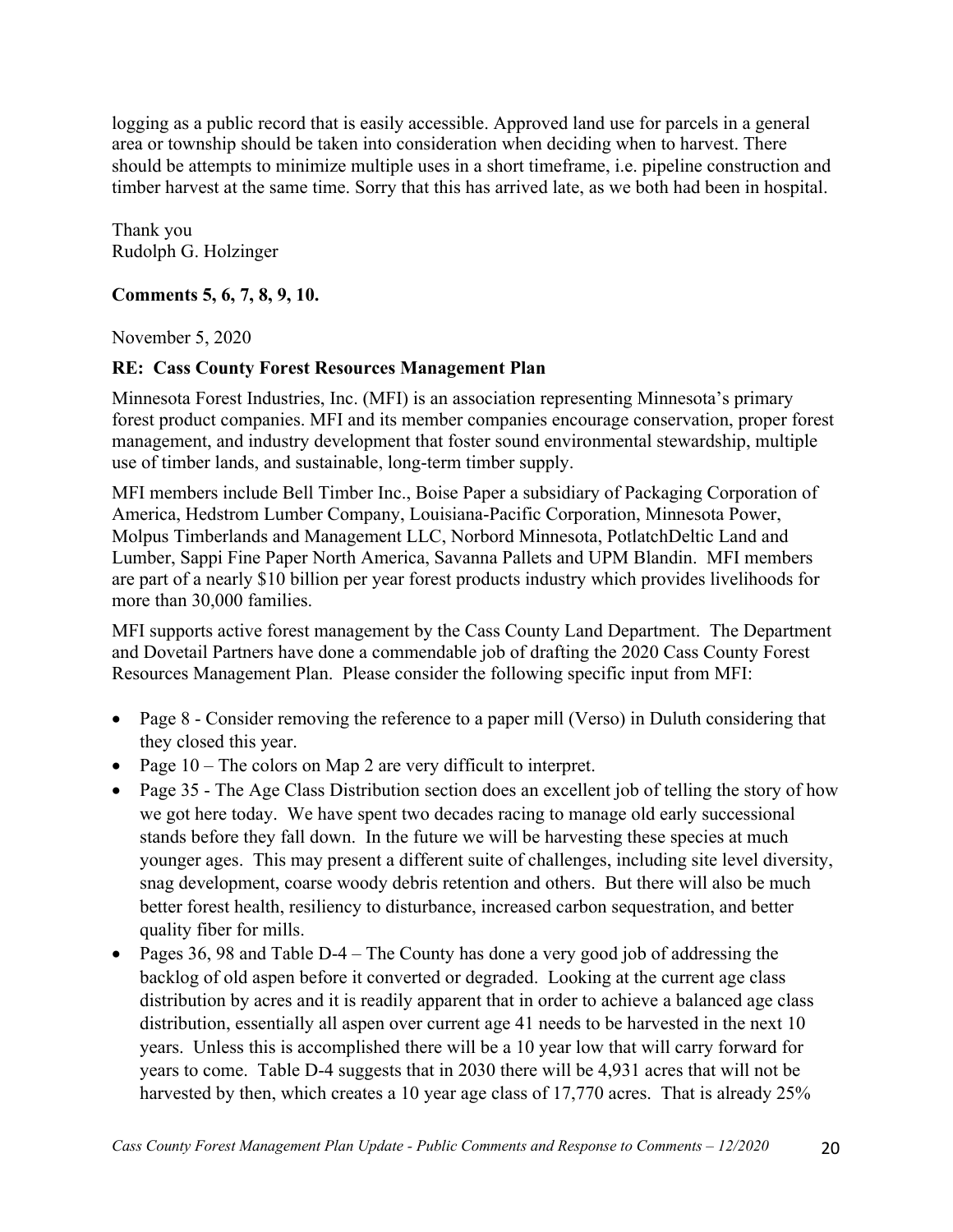logging as a public record that is easily accessible. Approved land use for parcels in a general area or township should be taken into consideration when deciding when to harvest. There should be attempts to minimize multiple uses in a short timeframe, i.e. pipeline construction and timber harvest at the same time. Sorry that this has arrived late, as we both had been in hospital.

Thank you
Rudolph G. Holzinger

**Comments 5, 6, 7, 8, 9, 10.**

November 5, 2020

**RE: Cass County Forest Resources Management Plan**

Minnesota Forest Industries, Inc. (MFI) is an association representing Minnesota's primary forest product companies. MFI and its member companies encourage conservation, proper forest management, and industry development that foster sound environmental stewardship, multiple use of timber lands, and sustainable, long-term timber supply.

MFI members include Bell Timber Inc., Boise Paper a subsidiary of Packaging Corporation of America, Hedstrom Lumber Company, Louisiana-Pacific Corporation, Minnesota Power, Molpus Timberlands and Management LLC, Norbord Minnesota, PotlatchDeltic Land and Lumber, Sappi Fine Paper North America, Savanna Pallets and UPM Blandin. MFI members are part of a nearly $10 billion per year forest products industry which provides livelihoods for more than 30,000 families.

MFI supports active forest management by the Cass County Land Department. The Department and Dovetail Partners have done a commendable job of drafting the 2020 Cass County Forest Resources Management Plan. Please consider the following specific input from MFI:

- Page 8 - Consider removing the reference to a paper mill (Verso) in Duluth considering that they closed this year.
- Page 10 – The colors on Map 2 are very difficult to interpret.
- Page 35 - The Age Class Distribution section does an excellent job of telling the story of how we got here today. We have spent two decades racing to manage old early successional stands before they fall down. In the future we will be harvesting these species at much younger ages. This may present a different suite of challenges, including site level diversity, snag development, coarse woody debris retention and others. But there will also be much better forest health, resiliency to disturbance, increased carbon sequestration, and better quality fiber for mills.
- Pages 36, 98 and Table D-4 – The County has done a very good job of addressing the backlog of old aspen before it converted or degraded. Looking at the current age class distribution by acres and it is readily apparent that in order to achieve a balanced age class distribution, essentially all aspen over current age 41 needs to be harvested in the next 10 years. Unless this is accomplished there will be a 10 year low that will carry forward for years to come. Table D-4 suggests that in 2030 there will be 4,931 acres that will not be harvested by then, which creates a 10 year age class of 17,770 acres. That is already 25%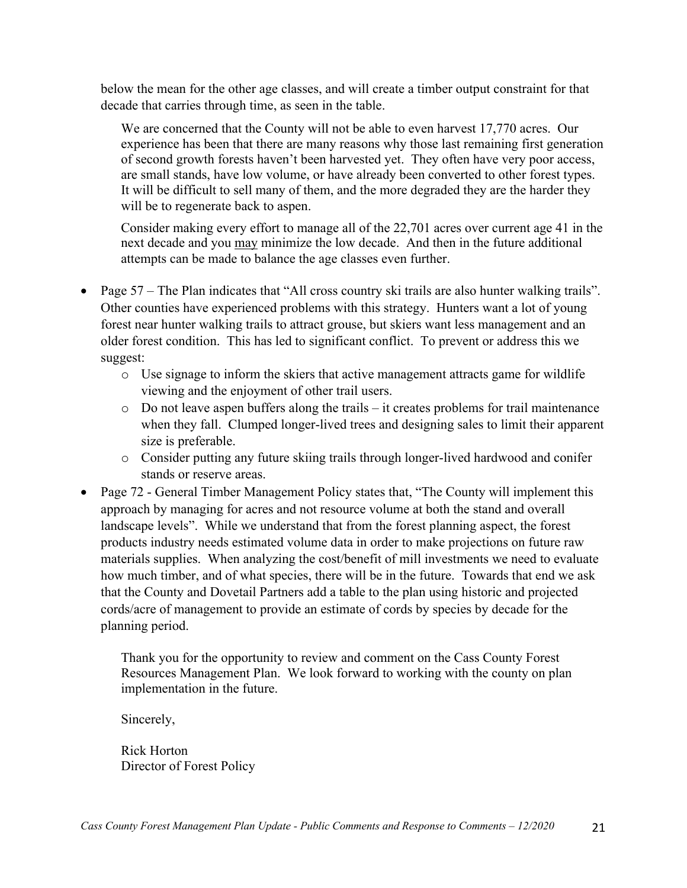below the mean for the other age classes, and will create a timber output constraint for that decade that carries through time, as seen in the table.

We are concerned that the County will not be able to even harvest 17,770 acres. Our experience has been that there are many reasons why those last remaining first generation of second growth forests haven't been harvested yet. They often have very poor access, are small stands, have low volume, or have already been converted to other forest types. It will be difficult to sell many of them, and the more degraded they are the harder they will be to regenerate back to aspen.

Consider making every effort to manage all of the 22,701 acres over current age 41 in the next decade and you <u>may</u> minimize the low decade. And then in the future additional attempts can be made to balance the age classes even further.

- Page 57 – The Plan indicates that "All cross country ski trails are also hunter walking trails". Other counties have experienced problems with this strategy. Hunters want a lot of young forest near hunter walking trails to attract grouse, but skiers want less management and an older forest condition. This has led to significant conflict. To prevent or address this we suggest:
  - Use signage to inform the skiers that active management attracts game for wildlife viewing and the enjoyment of other trail users.
  - Do not leave aspen buffers along the trails – it creates problems for trail maintenance when they fall. Clumped longer-lived trees and designing sales to limit their apparent size is preferable.
  - Consider putting any future skiing trails through longer-lived hardwood and conifer stands or reserve areas.
- Page 72 - General Timber Management Policy states that, "The County will implement this approach by managing for acres and not resource volume at both the stand and overall landscape levels". While we understand that from the forest planning aspect, the forest products industry needs estimated volume data in order to make projections on future raw materials supplies. When analyzing the cost/benefit of mill investments we need to evaluate how much timber, and of what species, there will be in the future. Towards that end we ask that the County and Dovetail Partners add a table to the plan using historic and projected cords/acre of management to provide an estimate of cords by species by decade for the planning period.

Thank you for the opportunity to review and comment on the Cass County Forest Resources Management Plan. We look forward to working with the county on plan implementation in the future.

Sincerely,

Rick Horton
Director of Forest Policy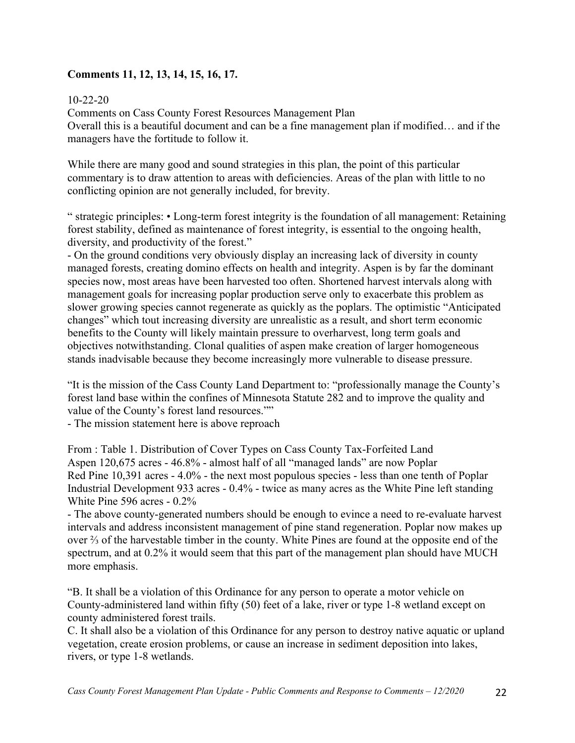**Comments 11, 12, 13, 14, 15, 16, 17.**

10-22-20

Comments on Cass County Forest Resources Management Plan

Overall this is a beautiful document and can be a fine management plan if modified… and if the managers have the fortitude to follow it.

While there are many good and sound strategies in this plan, the point of this particular commentary is to draw attention to areas with deficiencies. Areas of the plan with little to no conflicting opinion are not generally included, for brevity.

" strategic principles: • Long-term forest integrity is the foundation of all management: Retaining forest stability, defined as maintenance of forest integrity, is essential to the ongoing health, diversity, and productivity of the forest."

- On the ground conditions very obviously display an increasing lack of diversity in county managed forests, creating domino effects on health and integrity. Aspen is by far the dominant species now, most areas have been harvested too often. Shortened harvest intervals along with management goals for increasing poplar production serve only to exacerbate this problem as slower growing species cannot regenerate as quickly as the poplars. The optimistic "Anticipated changes" which tout increasing diversity are unrealistic as a result, and short term economic benefits to the County will likely maintain pressure to overharvest, long term goals and objectives notwithstanding. Clonal qualities of aspen make creation of larger homogeneous stands inadvisable because they become increasingly more vulnerable to disease pressure.

"It is the mission of the Cass County Land Department to: "professionally manage the County's forest land base within the confines of Minnesota Statute 282 and to improve the quality and value of the County's forest land resources.""

- The mission statement here is above reproach

From : Table 1. Distribution of Cover Types on Cass County Tax-Forfeited Land

Aspen 120,675 acres - 46.8% - almost half of all "managed lands" are now Poplar

Red Pine 10,391 acres - 4.0% - the next most populous species - less than one tenth of Poplar

Industrial Development 933 acres - 0.4% - twice as many acres as the White Pine left standing

White Pine 596 acres - 0.2%

- The above county-generated numbers should be enough to evince a need to re-evaluate harvest intervals and address inconsistent management of pine stand regeneration. Poplar now makes up over ⅔ of the harvestable timber in the county. White Pines are found at the opposite end of the spectrum, and at 0.2% it would seem that this part of the management plan should have MUCH more emphasis.

"B. It shall be a violation of this Ordinance for any person to operate a motor vehicle on County-administered land within fifty (50) feet of a lake, river or type 1-8 wetland except on county administered forest trails.

C. It shall also be a violation of this Ordinance for any person to destroy native aquatic or upland vegetation, create erosion problems, or cause an increase in sediment deposition into lakes, rivers, or type 1-8 wetlands.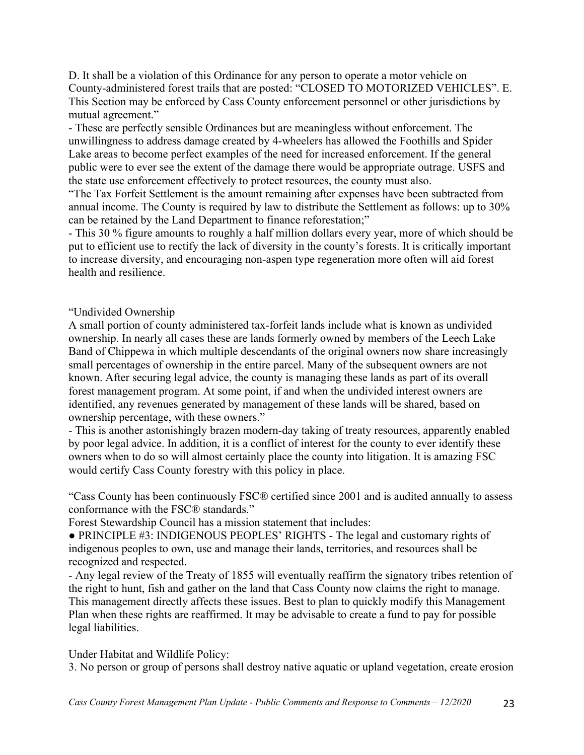D. It shall be a violation of this Ordinance for any person to operate a motor vehicle on County-administered forest trails that are posted: "CLOSED TO MOTORIZED VEHICLES". E. This Section may be enforced by Cass County enforcement personnel or other jurisdictions by mutual agreement."

- These are perfectly sensible Ordinances but are meaningless without enforcement. The unwillingness to address damage created by 4-wheelers has allowed the Foothills and Spider Lake areas to become perfect examples of the need for increased enforcement. If the general public were to ever see the extent of the damage there would be appropriate outrage. USFS and the state use enforcement effectively to protect resources, the county must also.

"The Tax Forfeit Settlement is the amount remaining after expenses have been subtracted from annual income. The County is required by law to distribute the Settlement as follows: up to 30% can be retained by the Land Department to finance reforestation;"

- This 30 % figure amounts to roughly a half million dollars every year, more of which should be put to efficient use to rectify the lack of diversity in the county's forests. It is critically important to increase diversity, and encouraging non-aspen type regeneration more often will aid forest health and resilience.

"Undivided Ownership
A small portion of county administered tax-forfeit lands include what is known as undivided ownership. In nearly all cases these are lands formerly owned by members of the Leech Lake Band of Chippewa in which multiple descendants of the original owners now share increasingly small percentages of ownership in the entire parcel. Many of the subsequent owners are not known. After securing legal advice, the county is managing these lands as part of its overall forest management program. At some point, if and when the undivided interest owners are identified, any revenues generated by management of these lands will be shared, based on ownership percentage, with these owners."

- This is another astonishingly brazen modern-day taking of treaty resources, apparently enabled by poor legal advice. In addition, it is a conflict of interest for the county to ever identify these owners when to do so will almost certainly place the county into litigation. It is amazing FSC would certify Cass County forestry with this policy in place.

"Cass County has been continuously FSC® certified since 2001 and is audited annually to assess conformance with the FSC® standards."

Forest Stewardship Council has a mission statement that includes:

- PRINCIPLE #3: INDIGENOUS PEOPLES' RIGHTS - The legal and customary rights of indigenous peoples to own, use and manage their lands, territories, and resources shall be recognized and respected.

- Any legal review of the Treaty of 1855 will eventually reaffirm the signatory tribes retention of the right to hunt, fish and gather on the land that Cass County now claims the right to manage. This management directly affects these issues. Best to plan to quickly modify this Management Plan when these rights are reaffirmed. It may be advisable to create a fund to pay for possible legal liabilities.

Under Habitat and Wildlife Policy:

3. No person or group of persons shall destroy native aquatic or upland vegetation, create erosion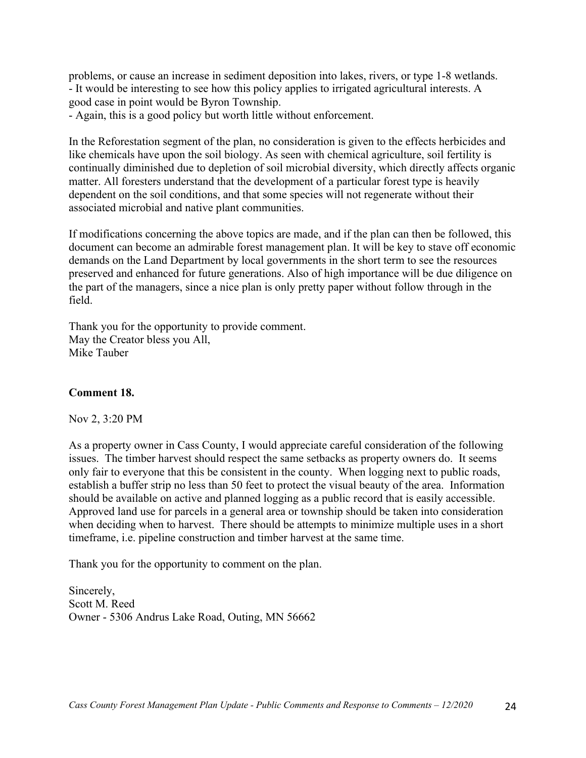problems, or cause an increase in sediment deposition into lakes, rivers, or type 1-8 wetlands.
- It would be interesting to see how this policy applies to irrigated agricultural interests. A good case in point would be Byron Township.
- Again, this is a good policy but worth little without enforcement.

In the Reforestation segment of the plan, no consideration is given to the effects herbicides and like chemicals have upon the soil biology. As seen with chemical agriculture, soil fertility is continually diminished due to depletion of soil microbial diversity, which directly affects organic matter. All foresters understand that the development of a particular forest type is heavily dependent on the soil conditions, and that some species will not regenerate without their associated microbial and native plant communities.

If modifications concerning the above topics are made, and if the plan can then be followed, this document can become an admirable forest management plan. It will be key to stave off economic demands on the Land Department by local governments in the short term to see the resources preserved and enhanced for future generations. Also of high importance will be due diligence on the part of the managers, since a nice plan is only pretty paper without follow through in the field.

Thank you for the opportunity to provide comment.
May the Creator bless you All,
Mike Tauber

**Comment 18.**

Nov 2, 3:20 PM

As a property owner in Cass County, I would appreciate careful consideration of the following issues. The timber harvest should respect the same setbacks as property owners do. It seems only fair to everyone that this be consistent in the county. When logging next to public roads, establish a buffer strip no less than 50 feet to protect the visual beauty of the area. Information should be available on active and planned logging as a public record that is easily accessible. Approved land use for parcels in a general area or township should be taken into consideration when deciding when to harvest. There should be attempts to minimize multiple uses in a short timeframe, i.e. pipeline construction and timber harvest at the same time.

Thank you for the opportunity to comment on the plan.

Sincerely,
Scott M. Reed
Owner - 5306 Andrus Lake Road, Outing, MN 56662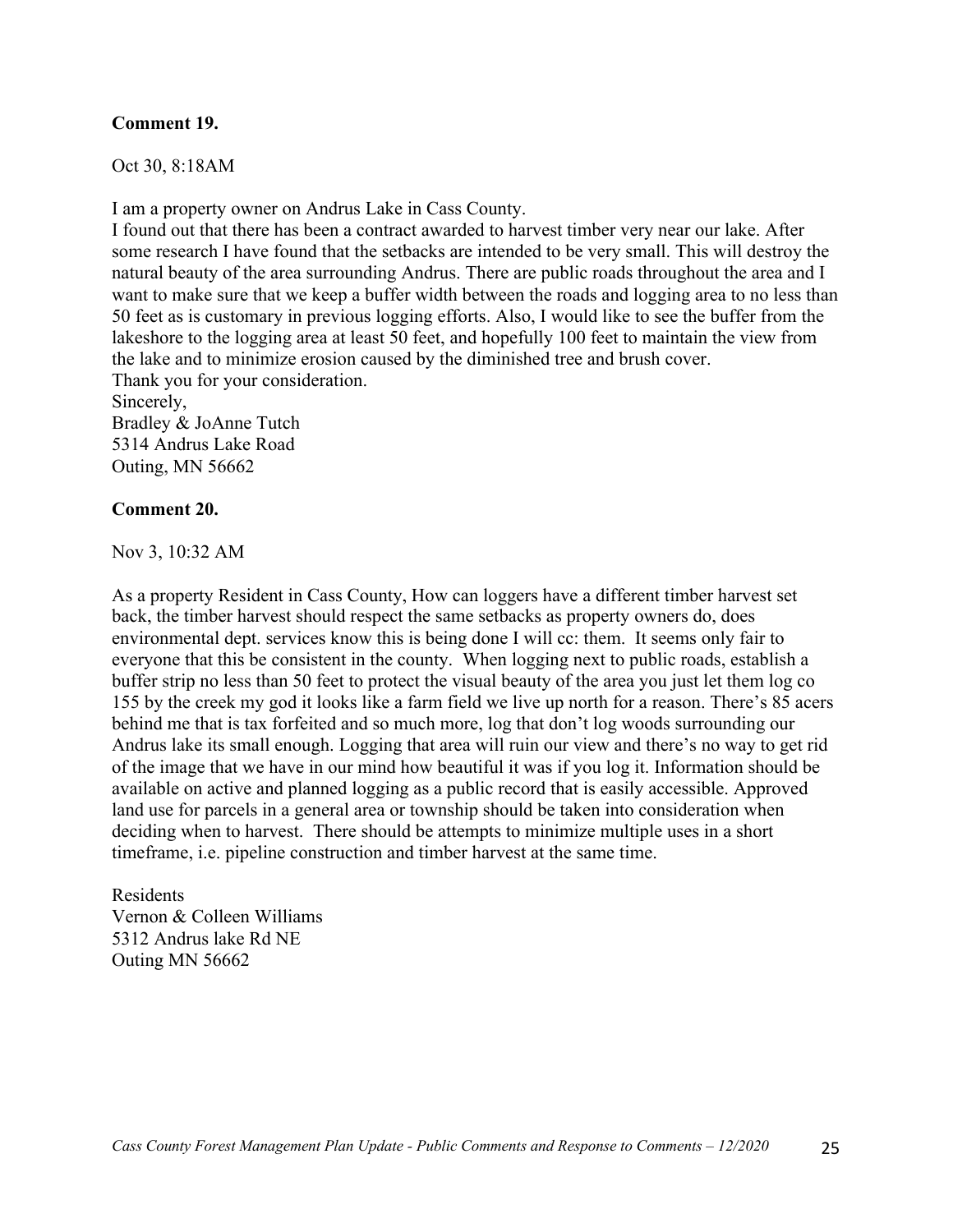**Comment 19.**

Oct 30, 8:18AM

I am a property owner on Andrus Lake in Cass County.
I found out that there has been a contract awarded to harvest timber very near our lake. After some research I have found that the setbacks are intended to be very small. This will destroy the natural beauty of the area surrounding Andrus. There are public roads throughout the area and I want to make sure that we keep a buffer width between the roads and logging area to no less than 50 feet as is customary in previous logging efforts. Also, I would like to see the buffer from the lakeshore to the logging area at least 50 feet, and hopefully 100 feet to maintain the view from the lake and to minimize erosion caused by the diminished tree and brush cover.
Thank you for your consideration.
Sincerely,
Bradley & JoAnne Tutch
5314 Andrus Lake Road
Outing, MN 56662

**Comment 20.**

Nov 3, 10:32 AM

As a property Resident in Cass County, How can loggers have a different timber harvest set back, the timber harvest should respect the same setbacks as property owners do, does environmental dept. services know this is being done I will cc: them. It seems only fair to everyone that this be consistent in the county. When logging next to public roads, establish a buffer strip no less than 50 feet to protect the visual beauty of the area you just let them log co 155 by the creek my god it looks like a farm field we live up north for a reason. There's 85 acers behind me that is tax forfeited and so much more, log that don't log woods surrounding our Andrus lake its small enough. Logging that area will ruin our view and there's no way to get rid of the image that we have in our mind how beautiful it was if you log it. Information should be available on active and planned logging as a public record that is easily accessible. Approved land use for parcels in a general area or township should be taken into consideration when deciding when to harvest. There should be attempts to minimize multiple uses in a short timeframe, i.e. pipeline construction and timber harvest at the same time.

Residents
Vernon & Colleen Williams
5312 Andrus lake Rd NE
Outing MN 56662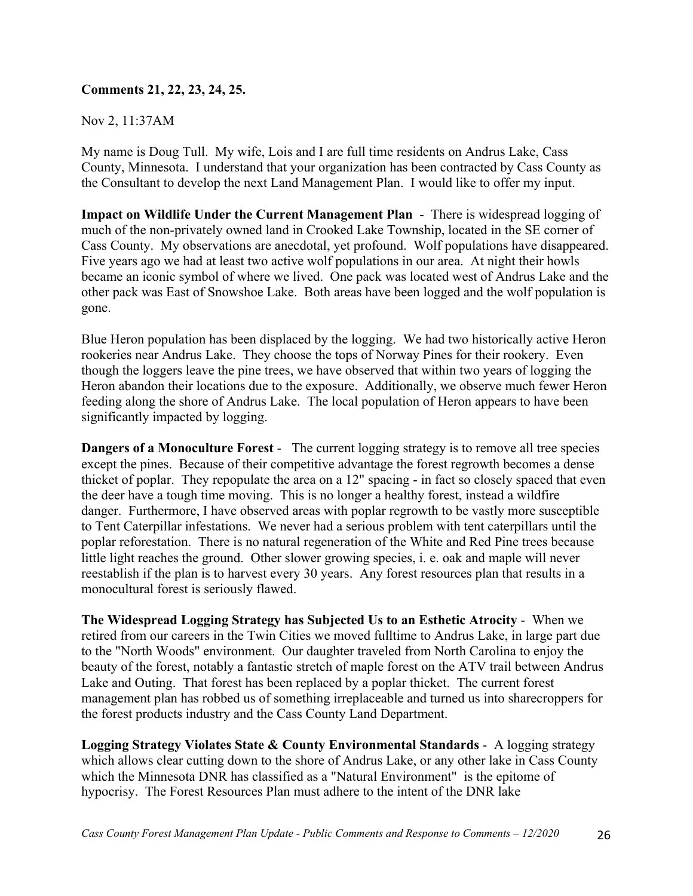**Comments 21, 22, 23, 24, 25.**

Nov 2, 11:37AM

My name is Doug Tull. My wife, Lois and I are full time residents on Andrus Lake, Cass County, Minnesota. I understand that your organization has been contracted by Cass County as the Consultant to develop the next Land Management Plan. I would like to offer my input.

**Impact on Wildlife Under the Current Management Plan** - There is widespread logging of much of the non-privately owned land in Crooked Lake Township, located in the SE corner of Cass County. My observations are anecdotal, yet profound. Wolf populations have disappeared. Five years ago we had at least two active wolf populations in our area. At night their howls became an iconic symbol of where we lived. One pack was located west of Andrus Lake and the other pack was East of Snowshoe Lake. Both areas have been logged and the wolf population is gone.

Blue Heron population has been displaced by the logging. We had two historically active Heron rookeries near Andrus Lake. They choose the tops of Norway Pines for their rookery. Even though the loggers leave the pine trees, we have observed that within two years of logging the Heron abandon their locations due to the exposure. Additionally, we observe much fewer Heron feeding along the shore of Andrus Lake. The local population of Heron appears to have been significantly impacted by logging.

**Dangers of a Monoculture Forest** - The current logging strategy is to remove all tree species except the pines. Because of their competitive advantage the forest regrowth becomes a dense thicket of poplar. They repopulate the area on a 12" spacing - in fact so closely spaced that even the deer have a tough time moving. This is no longer a healthy forest, instead a wildfire danger. Furthermore, I have observed areas with poplar regrowth to be vastly more susceptible to Tent Caterpillar infestations. We never had a serious problem with tent caterpillars until the poplar reforestation. There is no natural regeneration of the White and Red Pine trees because little light reaches the ground. Other slower growing species, i. e. oak and maple will never reestablish if the plan is to harvest every 30 years. Any forest resources plan that results in a monocultural forest is seriously flawed.

**The Widespread Logging Strategy has Subjected Us to an Esthetic Atrocity** - When we retired from our careers in the Twin Cities we moved fulltime to Andrus Lake, in large part due to the "North Woods" environment. Our daughter traveled from North Carolina to enjoy the beauty of the forest, notably a fantastic stretch of maple forest on the ATV trail between Andrus Lake and Outing. That forest has been replaced by a poplar thicket. The current forest management plan has robbed us of something irreplaceable and turned us into sharecroppers for the forest products industry and the Cass County Land Department.

**Logging Strategy Violates State & County Environmental Standards** - A logging strategy which allows clear cutting down to the shore of Andrus Lake, or any other lake in Cass County which the Minnesota DNR has classified as a "Natural Environment" is the epitome of hypocrisy. The Forest Resources Plan must adhere to the intent of the DNR lake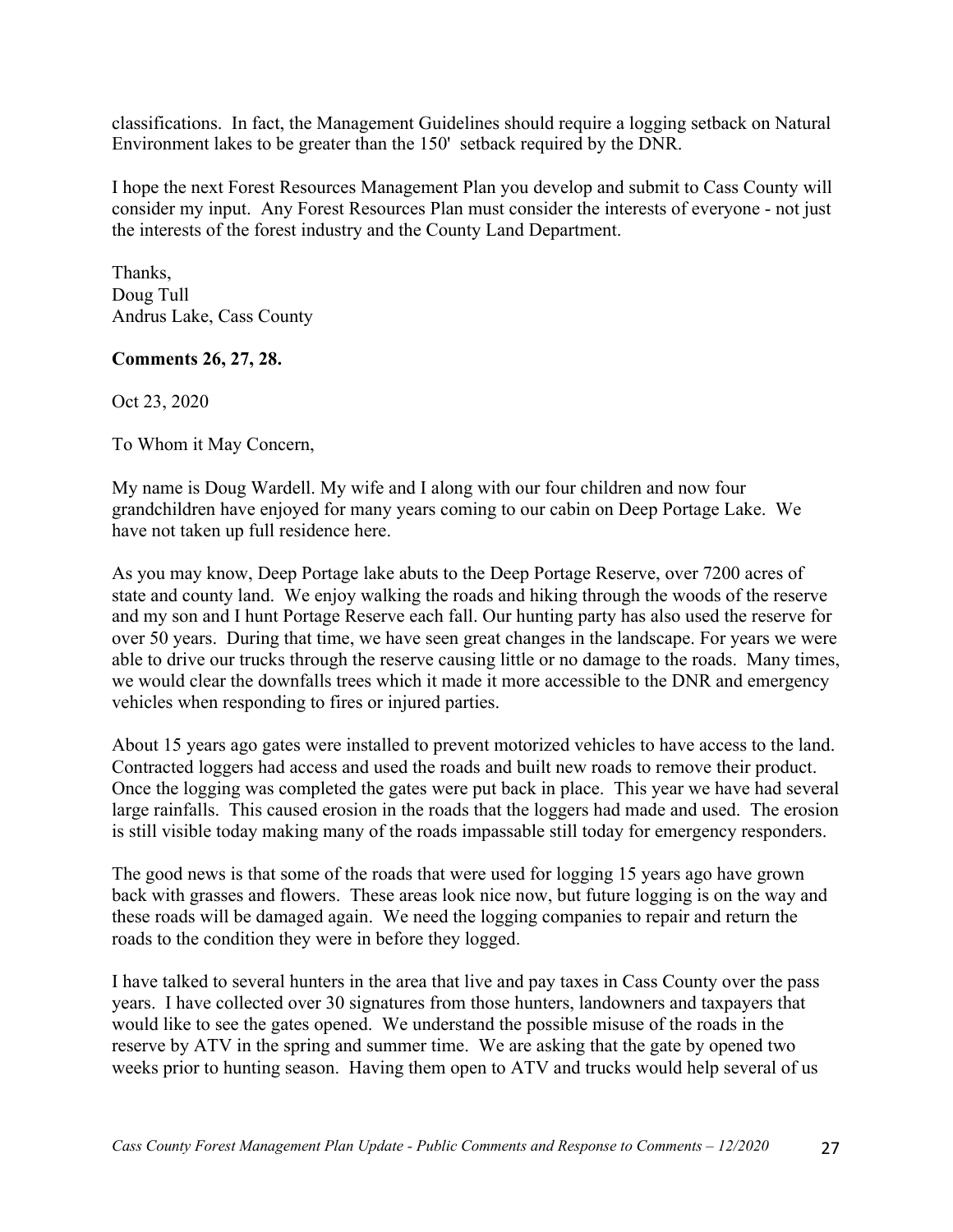classifications. In fact, the Management Guidelines should require a logging setback on Natural Environment lakes to be greater than the 150' setback required by the DNR.

I hope the next Forest Resources Management Plan you develop and submit to Cass County will consider my input. Any Forest Resources Plan must consider the interests of everyone - not just the interests of the forest industry and the County Land Department.

Thanks,
Doug Tull
Andrus Lake, Cass County

**Comments 26, 27, 28.**

Oct 23, 2020

To Whom it May Concern,

My name is Doug Wardell. My wife and I along with our four children and now four grandchildren have enjoyed for many years coming to our cabin on Deep Portage Lake. We have not taken up full residence here.

As you may know, Deep Portage lake abuts to the Deep Portage Reserve, over 7200 acres of state and county land. We enjoy walking the roads and hiking through the woods of the reserve and my son and I hunt Portage Reserve each fall. Our hunting party has also used the reserve for over 50 years. During that time, we have seen great changes in the landscape. For years we were able to drive our trucks through the reserve causing little or no damage to the roads. Many times, we would clear the downfalls trees which it made it more accessible to the DNR and emergency vehicles when responding to fires or injured parties.

About 15 years ago gates were installed to prevent motorized vehicles to have access to the land. Contracted loggers had access and used the roads and built new roads to remove their product. Once the logging was completed the gates were put back in place. This year we have had several large rainfalls. This caused erosion in the roads that the loggers had made and used. The erosion is still visible today making many of the roads impassable still today for emergency responders.

The good news is that some of the roads that were used for logging 15 years ago have grown back with grasses and flowers. These areas look nice now, but future logging is on the way and these roads will be damaged again. We need the logging companies to repair and return the roads to the condition they were in before they logged.

I have talked to several hunters in the area that live and pay taxes in Cass County over the pass years. I have collected over 30 signatures from those hunters, landowners and taxpayers that would like to see the gates opened. We understand the possible misuse of the roads in the reserve by ATV in the spring and summer time. We are asking that the gate by opened two weeks prior to hunting season. Having them open to ATV and trucks would help several of us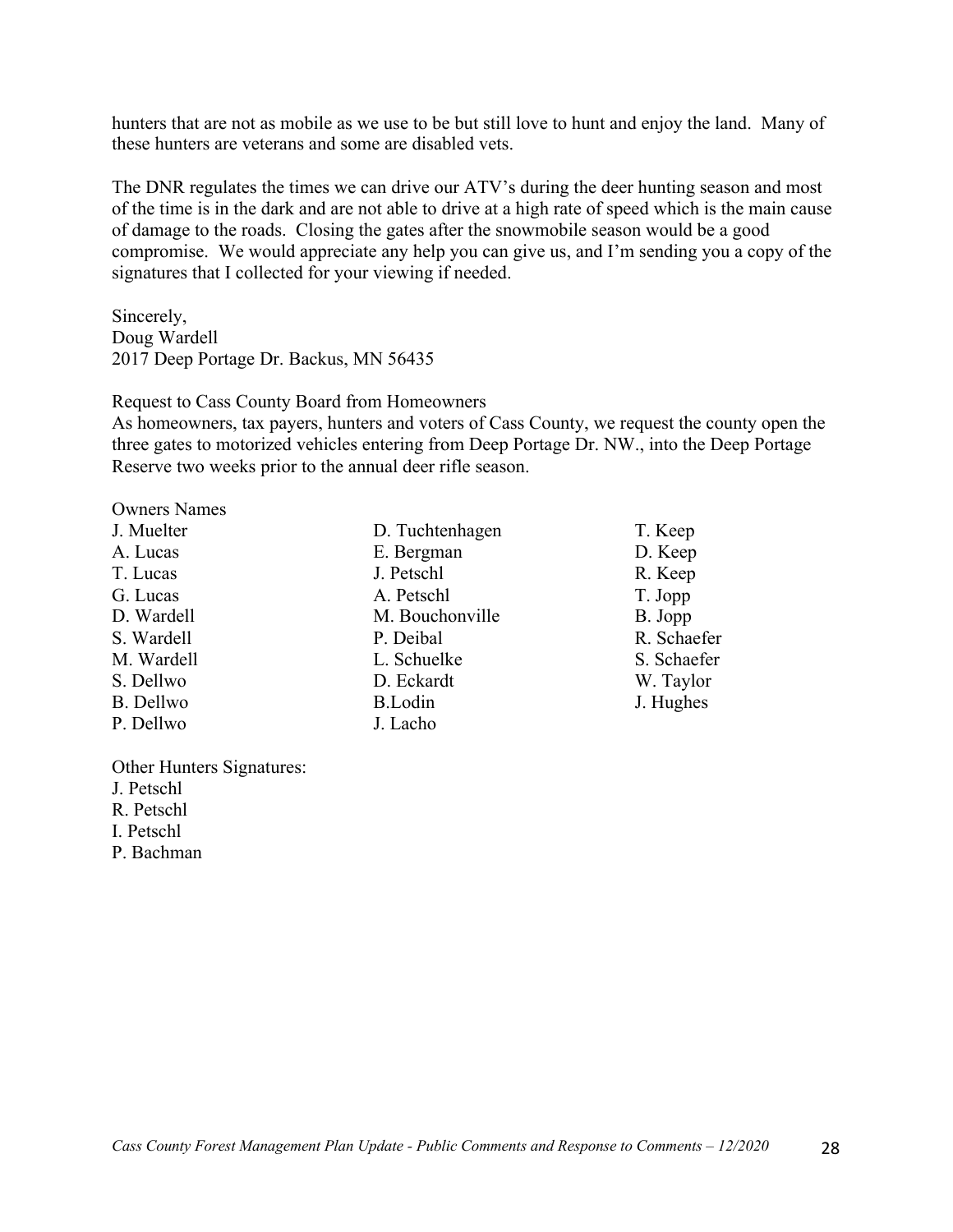hunters that are not as mobile as we use to be but still love to hunt and enjoy the land. Many of these hunters are veterans and some are disabled vets.

The DNR regulates the times we can drive our ATV's during the deer hunting season and most of the time is in the dark and are not able to drive at a high rate of speed which is the main cause of damage to the roads. Closing the gates after the snowmobile season would be a good compromise. We would appreciate any help you can give us, and I'm sending you a copy of the signatures that I collected for your viewing if needed.

Sincerely,
Doug Wardell
2017 Deep Portage Dr. Backus, MN 56435

Request to Cass County Board from Homeowners
As homeowners, tax payers, hunters and voters of Cass County, we request the county open the three gates to motorized vehicles entering from Deep Portage Dr. NW., into the Deep Portage Reserve two weeks prior to the annual deer rifle season.

Owners Names

| | | |
|---|---|---|
| J. Mueller | D. Tuchtenhagen | T. Keep |
| A. Lucas | E. Bergman | D. Keep |
| T. Lucas | J. Petschl | R. Keep |
| G. Lucas | A. Petschl | T. Jopp |
| D. Wardell | M. Bouchonville | B. Jopp |
| S. Wardell | P. Deibal | R. Schaefer |
| M. Wardell | L. Schuelke | S. Schaefer |
| S. Dellwo | D. Eckardt | W. Taylor |
| B. Dellwo | B.Lodin | J. Hughes |
| P. Dellwo | J. Lacho | |

Other Hunters Signatures:
J. Petschl
R. Petschl
I. Petschl
P. Bachman